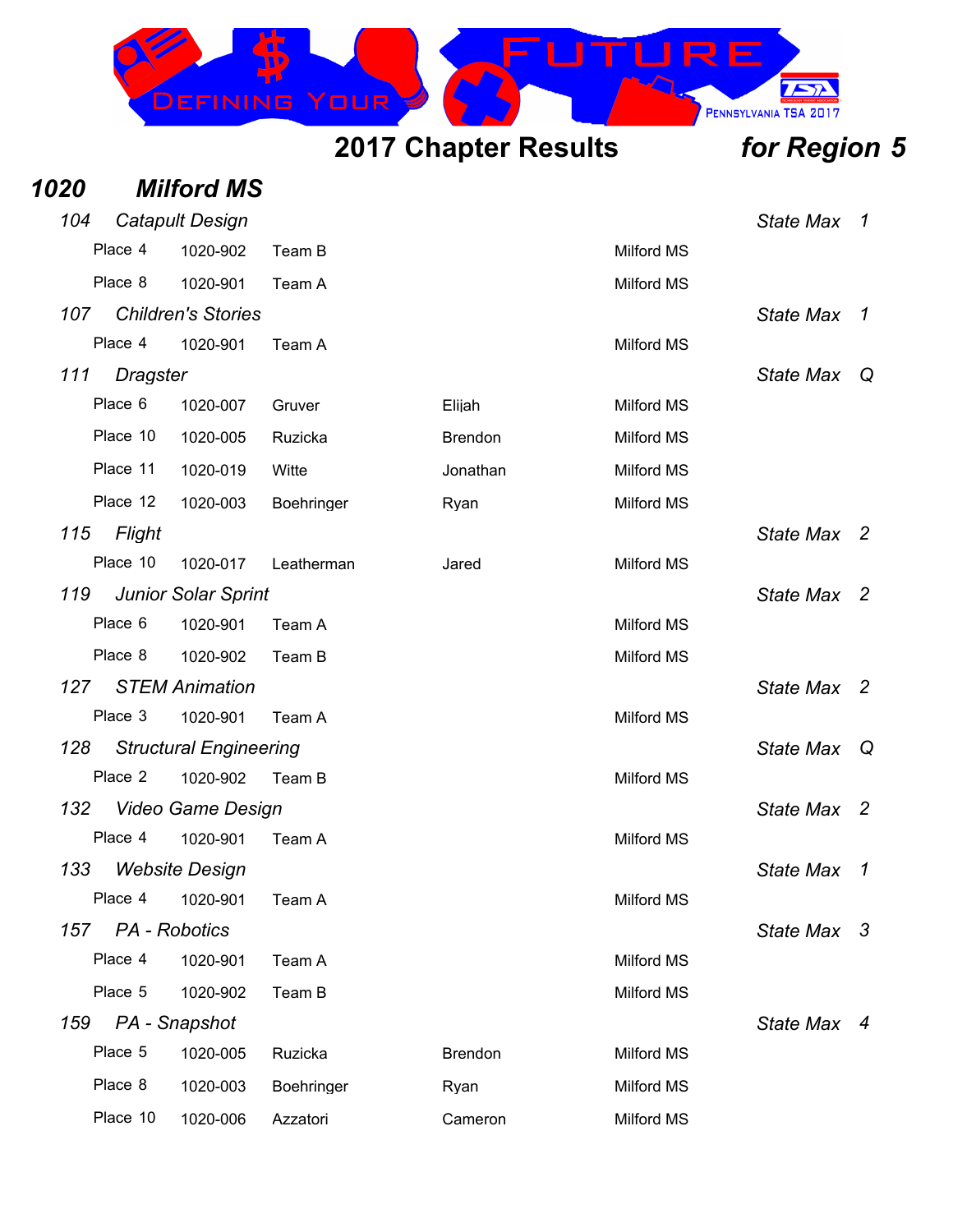# 2017 Chapter Results *for Region 5*

## *1020 Milford MS*

### *104 Catapult Design* — *State Max 1*

| Place | ID | Name | | School |
|---|---|---|---|---|
| Place 4 | 1020-902 | Team B | | Milford MS |
| Place 8 | 1020-901 | Team A | | Milford MS |

### *107 Children's Stories* — *State Max 1*

| Place | ID | Name | | School |
|---|---|---|---|---|
| Place 4 | 1020-901 | Team A | | Milford MS |

### *111 Dragster* — *State Max Q*

| Place | ID | Name | | School |
|---|---|---|---|---|
| Place 6 | 1020-007 | Gruver | Elijah | Milford MS |
| Place 10 | 1020-005 | Ruzicka | Brendon | Milford MS |
| Place 11 | 1020-019 | Witte | Jonathan | Milford MS |
| Place 12 | 1020-003 | Boehringer | Ryan | Milford MS |

### *115 Flight* — *State Max 2*

| Place | ID | Name | | School |
|---|---|---|---|---|
| Place 10 | 1020-017 | Leatherman | Jared | Milford MS |

### *119 Junior Solar Sprint* — *State Max 2*

| Place | ID | Name | | School |
|---|---|---|---|---|
| Place 6 | 1020-901 | Team A | | Milford MS |
| Place 8 | 1020-902 | Team B | | Milford MS |

### *127 STEM Animation* — *State Max 2*

| Place | ID | Name | | School |
|---|---|---|---|---|
| Place 3 | 1020-901 | Team A | | Milford MS |

### *128 Structural Engineering* — *State Max Q*

| Place | ID | Name | | School |
|---|---|---|---|---|
| Place 2 | 1020-902 | Team B | | Milford MS |

### *132 Video Game Design* — *State Max 2*

| Place | ID | Name | | School |
|---|---|---|---|---|
| Place 4 | 1020-901 | Team A | | Milford MS |

### *133 Website Design* — *State Max 1*

| Place | ID | Name | | School |
|---|---|---|---|---|
| Place 4 | 1020-901 | Team A | | Milford MS |

### *157 PA - Robotics* — *State Max 3*

| Place | ID | Name | | School |
|---|---|---|---|---|
| Place 4 | 1020-901 | Team A | | Milford MS |
| Place 5 | 1020-902 | Team B | | Milford MS |

### *159 PA - Snapshot* — *State Max 4*

| Place | ID | Name | | School |
|---|---|---|---|---|
| Place 5 | 1020-005 | Ruzicka | Brendon | Milford MS |
| Place 8 | 1020-003 | Boehringer | Ryan | Milford MS |
| Place 10 | 1020-006 | Azzatori | Cameron | Milford MS |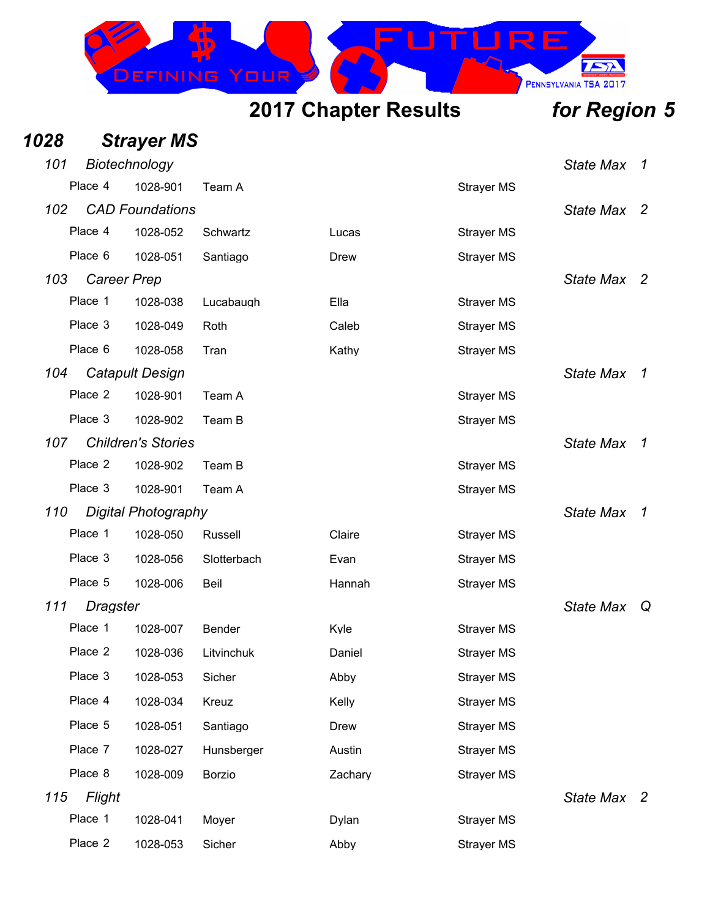# 2017 Chapter Results *for Region 5*

## *1028 Strayer MS*

### *101 Biotechnology* — *State Max 1*

| Place | ID | Last | First | School |
|---|---|---|---|---|
| Place 4 | 1028-901 | Team A | | Strayer MS |

### *102 CAD Foundations* — *State Max 2*

| Place | ID | Last | First | School |
|---|---|---|---|---|
| Place 4 | 1028-052 | Schwartz | Lucas | Strayer MS |
| Place 6 | 1028-051 | Santiago | Drew | Strayer MS |

### *103 Career Prep* — *State Max 2*

| Place | ID | Last | First | School |
|---|---|---|---|---|
| Place 1 | 1028-038 | Lucabaugh | Ella | Strayer MS |
| Place 3 | 1028-049 | Roth | Caleb | Strayer MS |
| Place 6 | 1028-058 | Tran | Kathy | Strayer MS |

### *104 Catapult Design* — *State Max 1*

| Place | ID | Last | First | School |
|---|---|---|---|---|
| Place 2 | 1028-901 | Team A | | Strayer MS |
| Place 3 | 1028-902 | Team B | | Strayer MS |

### *107 Children's Stories* — *State Max 1*

| Place | ID | Last | First | School |
|---|---|---|---|---|
| Place 2 | 1028-902 | Team B | | Strayer MS |
| Place 3 | 1028-901 | Team A | | Strayer MS |

### *110 Digital Photography* — *State Max 1*

| Place | ID | Last | First | School |
|---|---|---|---|---|
| Place 1 | 1028-050 | Russell | Claire | Strayer MS |
| Place 3 | 1028-056 | Slotterbach | Evan | Strayer MS |
| Place 5 | 1028-006 | Beil | Hannah | Strayer MS |

### *111 Dragster* — *State Max Q*

| Place | ID | Last | First | School |
|---|---|---|---|---|
| Place 1 | 1028-007 | Bender | Kyle | Strayer MS |
| Place 2 | 1028-036 | Litvinchuk | Daniel | Strayer MS |
| Place 3 | 1028-053 | Sicher | Abby | Strayer MS |
| Place 4 | 1028-034 | Kreuz | Kelly | Strayer MS |
| Place 5 | 1028-051 | Santiago | Drew | Strayer MS |
| Place 7 | 1028-027 | Hunsberger | Austin | Strayer MS |
| Place 8 | 1028-009 | Borzio | Zachary | Strayer MS |

### *115 Flight* — *State Max 2*

| Place | ID | Last | First | School |
|---|---|---|---|---|
| Place 1 | 1028-041 | Moyer | Dylan | Strayer MS |
| Place 2 | 1028-053 | Sicher | Abby | Strayer MS |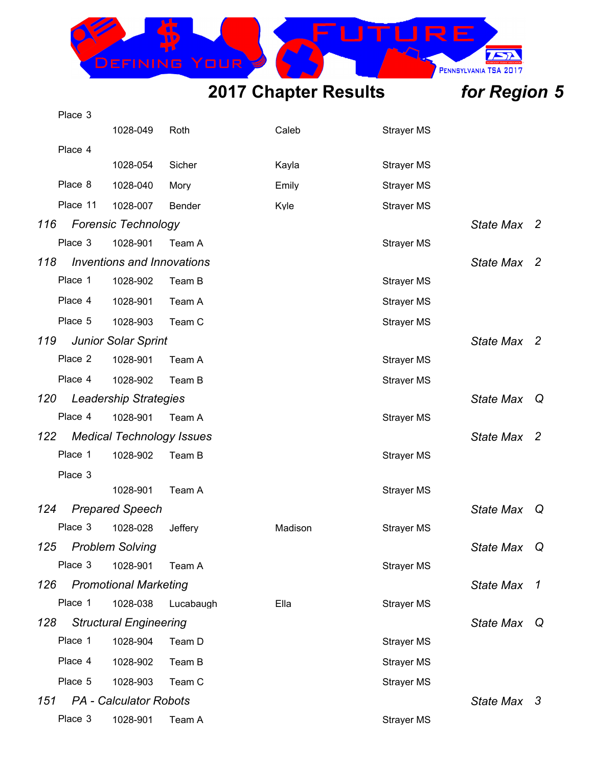## 2017 Chapter Results *for Region 5*

| Place | ID | Last/Team | First | School |
|---|---|---|---|---|
| Place 3 | 1028-049 | Roth | Caleb | Strayer MS |
| Place 4 | 1028-054 | Sicher | Kayla | Strayer MS |
| Place 8 | 1028-040 | Mory | Emily | Strayer MS |
| Place 11 | 1028-007 | Bender | Kyle | Strayer MS |

*116 Forensic Technology* — *State Max 2*

| Place | ID | Last/Team | First | School |
|---|---|---|---|---|
| Place 3 | 1028-901 | Team A | | Strayer MS |

*118 Inventions and Innovations* — *State Max 2*

| Place | ID | Last/Team | First | School |
|---|---|---|---|---|
| Place 1 | 1028-902 | Team B | | Strayer MS |
| Place 4 | 1028-901 | Team A | | Strayer MS |
| Place 5 | 1028-903 | Team C | | Strayer MS |

*119 Junior Solar Sprint* — *State Max 2*

| Place | ID | Last/Team | First | School |
|---|---|---|---|---|
| Place 2 | 1028-901 | Team A | | Strayer MS |
| Place 4 | 1028-902 | Team B | | Strayer MS |

*120 Leadership Strategies* — *State Max Q*

| Place | ID | Last/Team | First | School |
|---|---|---|---|---|
| Place 4 | 1028-901 | Team A | | Strayer MS |

*122 Medical Technology Issues* — *State Max 2*

| Place | ID | Last/Team | First | School |
|---|---|---|---|---|
| Place 1 | 1028-902 | Team B | | Strayer MS |
| Place 3 | 1028-901 | Team A | | Strayer MS |

*124 Prepared Speech* — *State Max Q*

| Place | ID | Last/Team | First | School |
|---|---|---|---|---|
| Place 3 | 1028-028 | Jeffery | Madison | Strayer MS |

*125 Problem Solving* — *State Max Q*

| Place | ID | Last/Team | First | School |
|---|---|---|---|---|
| Place 3 | 1028-901 | Team A | | Strayer MS |

*126 Promotional Marketing* — *State Max 1*

| Place | ID | Last/Team | First | School |
|---|---|---|---|---|
| Place 1 | 1028-038 | Lucabaugh | Ella | Strayer MS |

*128 Structural Engineering* — *State Max Q*

| Place | ID | Last/Team | First | School |
|---|---|---|---|---|
| Place 1 | 1028-904 | Team D | | Strayer MS |
| Place 4 | 1028-902 | Team B | | Strayer MS |
| Place 5 | 1028-903 | Team C | | Strayer MS |

*151 PA - Calculator Robots* — *State Max 3*

| Place | ID | Last/Team | First | School |
|---|---|---|---|---|
| Place 3 | 1028-901 | Team A | | Strayer MS |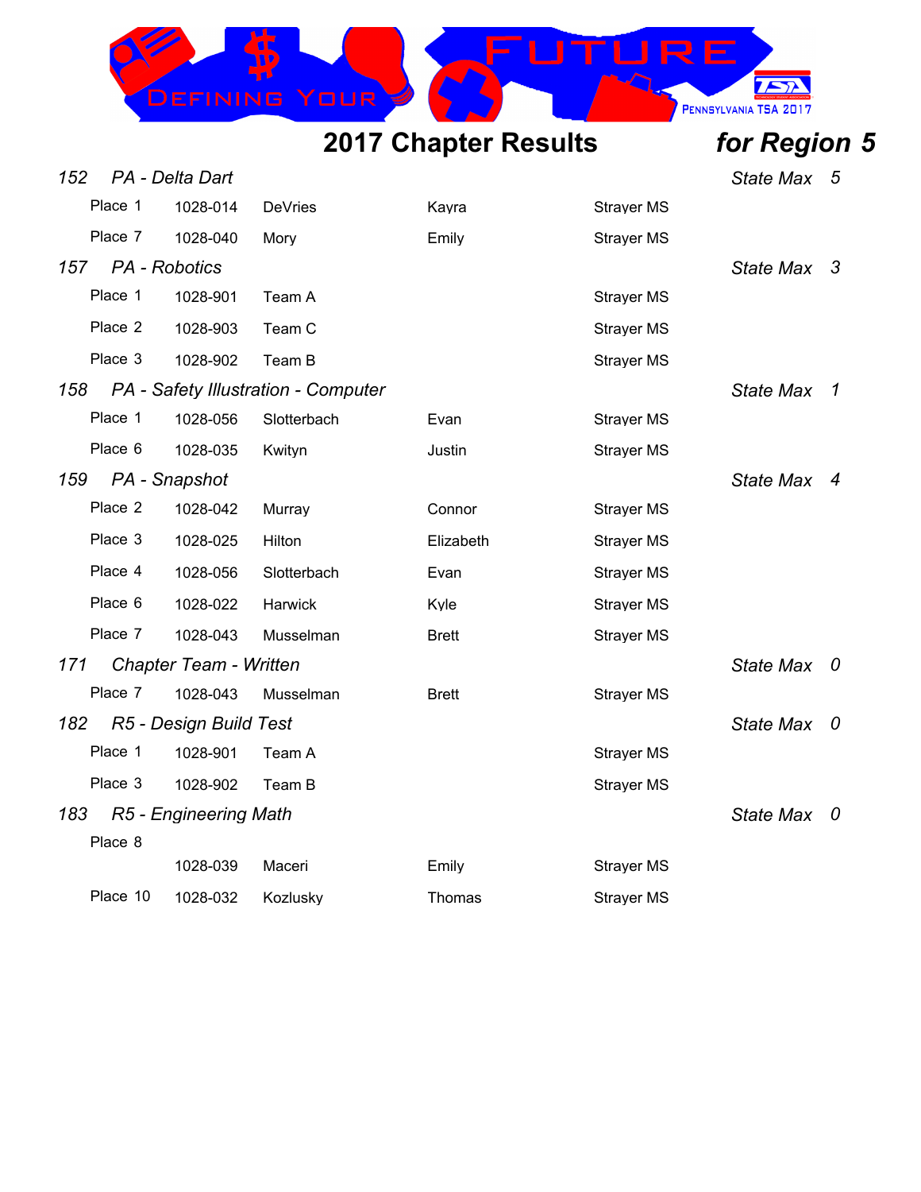## 2017 Chapter Results *for Region 5*

*152 PA - Delta Dart* — *State Max 5*

| Place | ID | Last Name | First Name | School |
|---|---|---|---|---|
| Place 1 | 1028-014 | DeVries | Kayra | Strayer MS |
| Place 7 | 1028-040 | Mory | Emily | Strayer MS |

*157 PA - Robotics* — *State Max 3*

| Place | ID | Team | | School |
|---|---|---|---|---|
| Place 1 | 1028-901 | Team A | | Strayer MS |
| Place 2 | 1028-903 | Team C | | Strayer MS |
| Place 3 | 1028-902 | Team B | | Strayer MS |

*158 PA - Safety Illustration - Computer* — *State Max 1*

| Place | ID | Last Name | First Name | School |
|---|---|---|---|---|
| Place 1 | 1028-056 | Slotterbach | Evan | Strayer MS |
| Place 6 | 1028-035 | Kwityn | Justin | Strayer MS |

*159 PA - Snapshot* — *State Max 4*

| Place | ID | Last Name | First Name | School |
|---|---|---|---|---|
| Place 2 | 1028-042 | Murray | Connor | Strayer MS |
| Place 3 | 1028-025 | Hilton | Elizabeth | Strayer MS |
| Place 4 | 1028-056 | Slotterbach | Evan | Strayer MS |
| Place 6 | 1028-022 | Harwick | Kyle | Strayer MS |
| Place 7 | 1028-043 | Musselman | Brett | Strayer MS |

*171 Chapter Team - Written* — *State Max 0*

| Place | ID | Last Name | First Name | School |
|---|---|---|---|---|
| Place 7 | 1028-043 | Musselman | Brett | Strayer MS |

*182 R5 - Design Build Test* — *State Max 0*

| Place | ID | Team | | School |
|---|---|---|---|---|
| Place 1 | 1028-901 | Team A | | Strayer MS |
| Place 3 | 1028-902 | Team B | | Strayer MS |

*183 R5 - Engineering Math* — *State Max 0*

| Place | ID | Last Name | First Name | School |
|---|---|---|---|---|
| Place 8 | 1028-039 | Maceri | Emily | Strayer MS |
| Place 10 | 1028-032 | Kozlusky | Thomas | Strayer MS |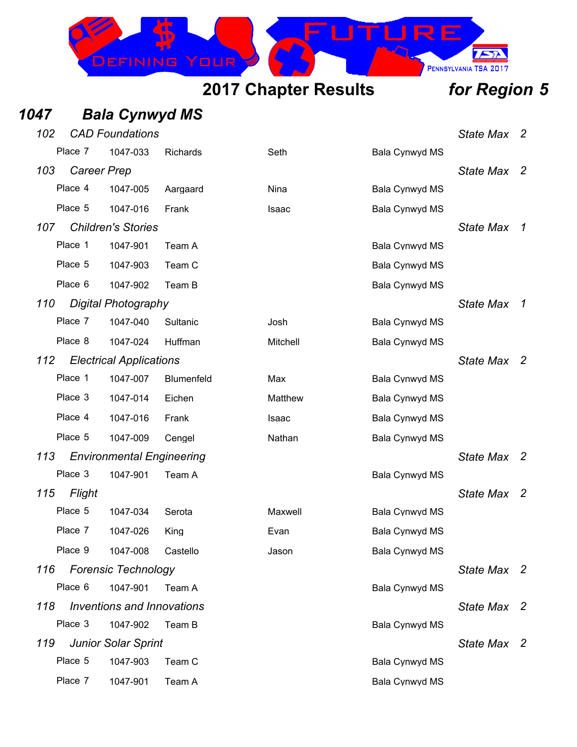## 2017 Chapter Results *for Region 5*

# *1047 Bala Cynwyd MS*

### *102 CAD Foundations* — *State Max 2*

| Place | ID | Last Name | First Name | School |
|---|---|---|---|---|
| Place 7 | 1047-033 | Richards | Seth | Bala Cynwyd MS |

### *103 Career Prep* — *State Max 2*

| Place | ID | Last Name | First Name | School |
|---|---|---|---|---|
| Place 4 | 1047-005 | Aargaard | Nina | Bala Cynwyd MS |
| Place 5 | 1047-016 | Frank | Isaac | Bala Cynwyd MS |

### *107 Children's Stories* — *State Max 1*

| Place | ID | Last Name | First Name | School |
|---|---|---|---|---|
| Place 1 | 1047-901 | Team A | | Bala Cynwyd MS |
| Place 5 | 1047-903 | Team C | | Bala Cynwyd MS |
| Place 6 | 1047-902 | Team B | | Bala Cynwyd MS |

### *110 Digital Photography* — *State Max 1*

| Place | ID | Last Name | First Name | School |
|---|---|---|---|---|
| Place 7 | 1047-040 | Sultanic | Josh | Bala Cynwyd MS |
| Place 8 | 1047-024 | Huffman | Mitchell | Bala Cynwyd MS |

### *112 Electrical Applications* — *State Max 2*

| Place | ID | Last Name | First Name | School |
|---|---|---|---|---|
| Place 1 | 1047-007 | Blumenfeld | Max | Bala Cynwyd MS |
| Place 3 | 1047-014 | Eichen | Matthew | Bala Cynwyd MS |
| Place 4 | 1047-016 | Frank | Isaac | Bala Cynwyd MS |
| Place 5 | 1047-009 | Cengel | Nathan | Bala Cynwyd MS |

### *113 Environmental Engineering* — *State Max 2*

| Place | ID | Last Name | First Name | School |
|---|---|---|---|---|
| Place 3 | 1047-901 | Team A | | Bala Cynwyd MS |

### *115 Flight* — *State Max 2*

| Place | ID | Last Name | First Name | School |
|---|---|---|---|---|
| Place 5 | 1047-034 | Serota | Maxwell | Bala Cynwyd MS |
| Place 7 | 1047-026 | King | Evan | Bala Cynwyd MS |
| Place 9 | 1047-008 | Castello | Jason | Bala Cynwyd MS |

### *116 Forensic Technology* — *State Max 2*

| Place | ID | Last Name | First Name | School |
|---|---|---|---|---|
| Place 6 | 1047-901 | Team A | | Bala Cynwyd MS |

### *118 Inventions and Innovations* — *State Max 2*

| Place | ID | Last Name | First Name | School |
|---|---|---|---|---|
| Place 3 | 1047-902 | Team B | | Bala Cynwyd MS |

### *119 Junior Solar Sprint* — *State Max 2*

| Place | ID | Last Name | First Name | School |
|---|---|---|---|---|
| Place 5 | 1047-903 | Team C | | Bala Cynwyd MS |
| Place 7 | 1047-901 | Team A | | Bala Cynwyd MS |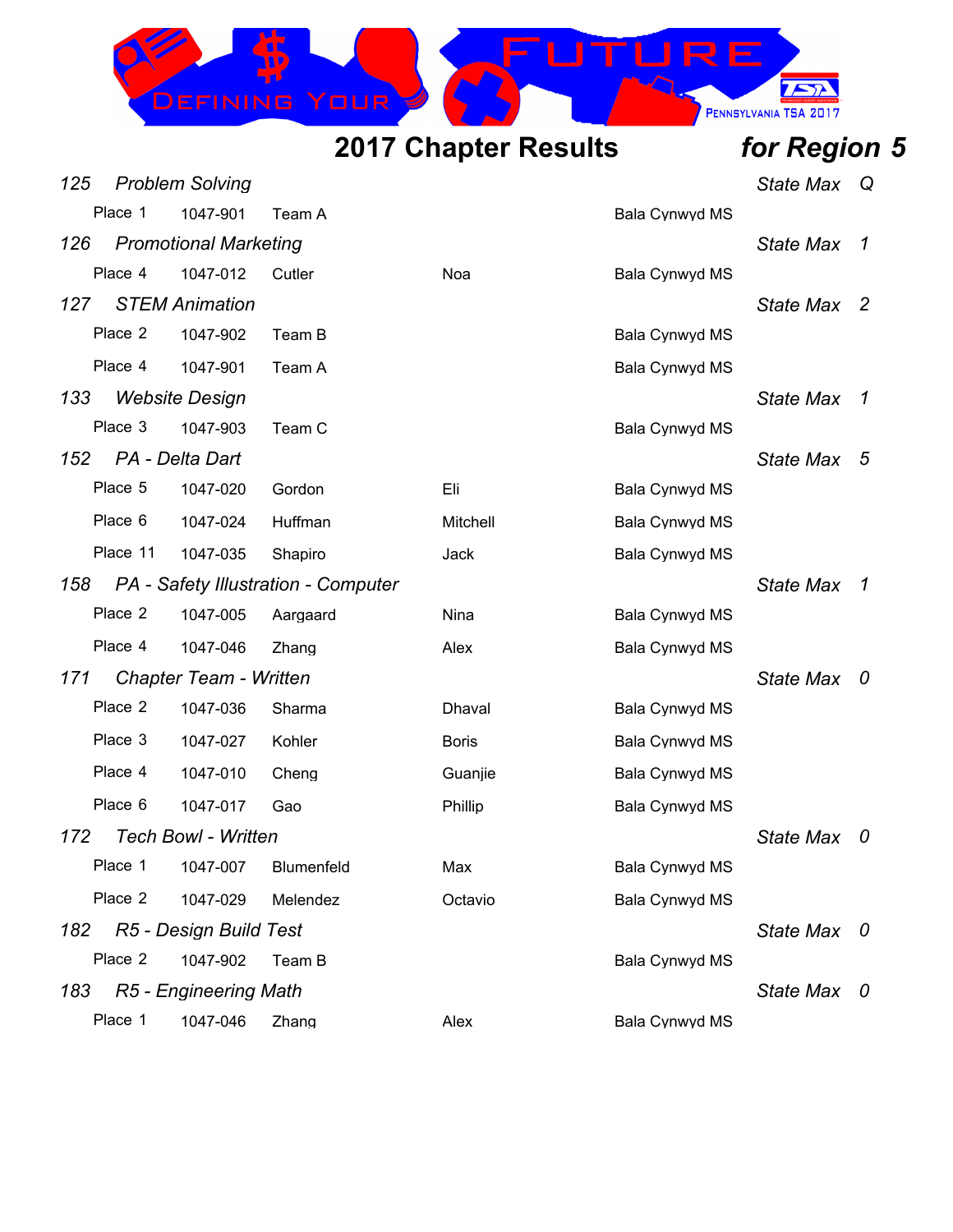## 2017 Chapter Results *for Region 5*

### *125 Problem Solving* — *State Max Q*

| Place | ID | Name | First | School |
|---|---|---|---|---|
| Place 1 | 1047-901 | Team A | | Bala Cynwyd MS |

### *126 Promotional Marketing* — *State Max 1*

| Place | ID | Name | First | School |
|---|---|---|---|---|
| Place 4 | 1047-012 | Cutler | Noa | Bala Cynwyd MS |

### *127 STEM Animation* — *State Max 2*

| Place | ID | Name | First | School |
|---|---|---|---|---|
| Place 2 | 1047-902 | Team B | | Bala Cynwyd MS |
| Place 4 | 1047-901 | Team A | | Bala Cynwyd MS |

### *133 Website Design* — *State Max 1*

| Place | ID | Name | First | School |
|---|---|---|---|---|
| Place 3 | 1047-903 | Team C | | Bala Cynwyd MS |

### *152 PA - Delta Dart* — *State Max 5*

| Place | ID | Name | First | School |
|---|---|---|---|---|
| Place 5 | 1047-020 | Gordon | Eli | Bala Cynwyd MS |
| Place 6 | 1047-024 | Huffman | Mitchell | Bala Cynwyd MS |
| Place 11 | 1047-035 | Shapiro | Jack | Bala Cynwyd MS |

### *158 PA - Safety Illustration - Computer* — *State Max 1*

| Place | ID | Name | First | School |
|---|---|---|---|---|
| Place 2 | 1047-005 | Aargaard | Nina | Bala Cynwyd MS |
| Place 4 | 1047-046 | Zhang | Alex | Bala Cynwyd MS |

### *171 Chapter Team - Written* — *State Max 0*

| Place | ID | Name | First | School |
|---|---|---|---|---|
| Place 2 | 1047-036 | Sharma | Dhaval | Bala Cynwyd MS |
| Place 3 | 1047-027 | Kohler | Boris | Bala Cynwyd MS |
| Place 4 | 1047-010 | Cheng | Guanjie | Bala Cynwyd MS |
| Place 6 | 1047-017 | Gao | Phillip | Bala Cynwyd MS |

### *172 Tech Bowl - Written* — *State Max 0*

| Place | ID | Name | First | School |
|---|---|---|---|---|
| Place 1 | 1047-007 | Blumenfeld | Max | Bala Cynwyd MS |
| Place 2 | 1047-029 | Melendez | Octavio | Bala Cynwyd MS |

### *182 R5 - Design Build Test* — *State Max 0*

| Place | ID | Name | First | School |
|---|---|---|---|---|
| Place 2 | 1047-902 | Team B | | Bala Cynwyd MS |

### *183 R5 - Engineering Math* — *State Max 0*

| Place | ID | Name | First | School |
|---|---|---|---|---|
| Place 1 | 1047-046 | Zhang | Alex | Bala Cynwyd MS |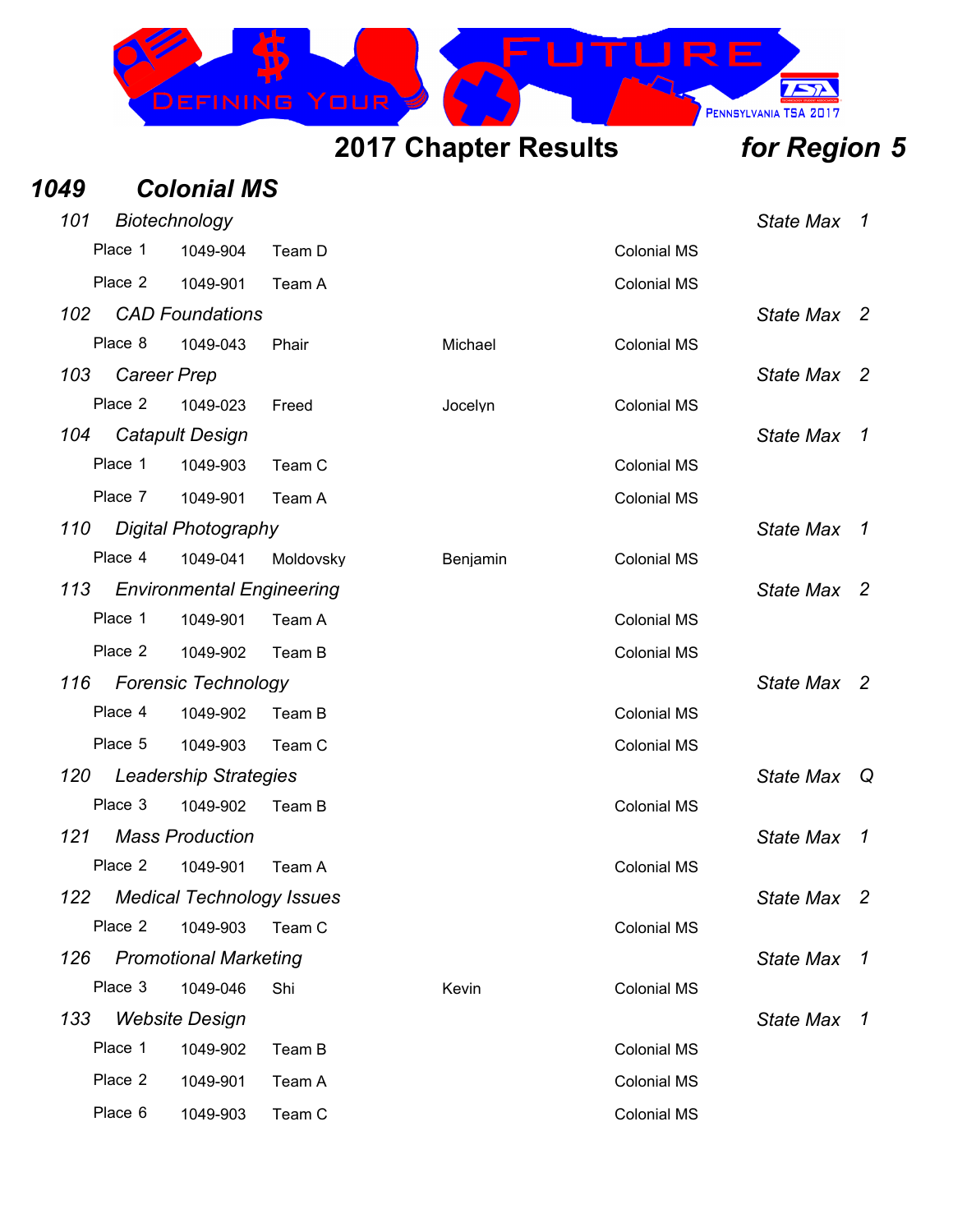# 2017 Chapter Results *for Region 5*

## *1049 Colonial MS*

### *101 Biotechnology* — *State Max 1*

| Place | ID | Name | First Name | School |
|---|---|---|---|---|
| Place 1 | 1049-904 | Team D | | Colonial MS |
| Place 2 | 1049-901 | Team A | | Colonial MS |

### *102 CAD Foundations* — *State Max 2*

| Place | ID | Name | First Name | School |
|---|---|---|---|---|
| Place 8 | 1049-043 | Phair | Michael | Colonial MS |

### *103 Career Prep* — *State Max 2*

| Place | ID | Name | First Name | School |
|---|---|---|---|---|
| Place 2 | 1049-023 | Freed | Jocelyn | Colonial MS |

### *104 Catapult Design* — *State Max 1*

| Place | ID | Name | First Name | School |
|---|---|---|---|---|
| Place 1 | 1049-903 | Team C | | Colonial MS |
| Place 7 | 1049-901 | Team A | | Colonial MS |

### *110 Digital Photography* — *State Max 1*

| Place | ID | Name | First Name | School |
|---|---|---|---|---|
| Place 4 | 1049-041 | Moldovsky | Benjamin | Colonial MS |

### *113 Environmental Engineering* — *State Max 2*

| Place | ID | Name | First Name | School |
|---|---|---|---|---|
| Place 1 | 1049-901 | Team A | | Colonial MS |
| Place 2 | 1049-902 | Team B | | Colonial MS |

### *116 Forensic Technology* — *State Max 2*

| Place | ID | Name | First Name | School |
|---|---|---|---|---|
| Place 4 | 1049-902 | Team B | | Colonial MS |
| Place 5 | 1049-903 | Team C | | Colonial MS |

### *120 Leadership Strategies* — *State Max Q*

| Place | ID | Name | First Name | School |
|---|---|---|---|---|
| Place 3 | 1049-902 | Team B | | Colonial MS |

### *121 Mass Production* — *State Max 1*

| Place | ID | Name | First Name | School |
|---|---|---|---|---|
| Place 2 | 1049-901 | Team A | | Colonial MS |

### *122 Medical Technology Issues* — *State Max 2*

| Place | ID | Name | First Name | School |
|---|---|---|---|---|
| Place 2 | 1049-903 | Team C | | Colonial MS |

### *126 Promotional Marketing* — *State Max 1*

| Place | ID | Name | First Name | School |
|---|---|---|---|---|
| Place 3 | 1049-046 | Shi | Kevin | Colonial MS |

### *133 Website Design* — *State Max 1*

| Place | ID | Name | First Name | School |
|---|---|---|---|---|
| Place 1 | 1049-902 | Team B | | Colonial MS |
| Place 2 | 1049-901 | Team A | | Colonial MS |
| Place 6 | 1049-903 | Team C | | Colonial MS |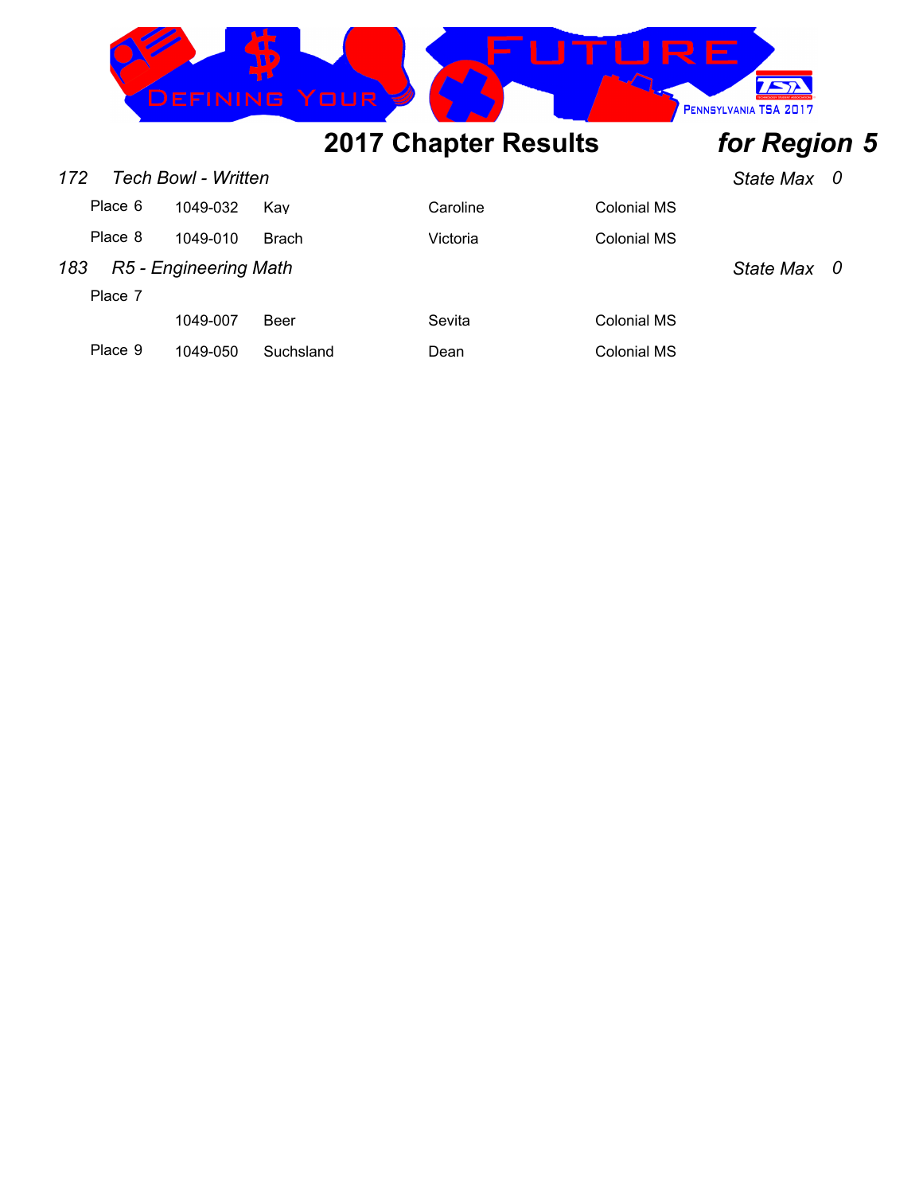## 2017 Chapter Results *for Region 5*

### *172 Tech Bowl - Written* — *State Max 0*

| Place | ID | Last Name | First Name | School |
|---|---|---|---|---|
| Place 6 | 1049-032 | Kay | Caroline | Colonial MS |
| Place 8 | 1049-010 | Brach | Victoria | Colonial MS |

### *183 R5 - Engineering Math* — *State Max 0*

| Place | ID | Last Name | First Name | School |
|---|---|---|---|---|
| Place 7 | 1049-007 | Beer | Sevita | Colonial MS |
| Place 9 | 1049-050 | Suchsland | Dean | Colonial MS |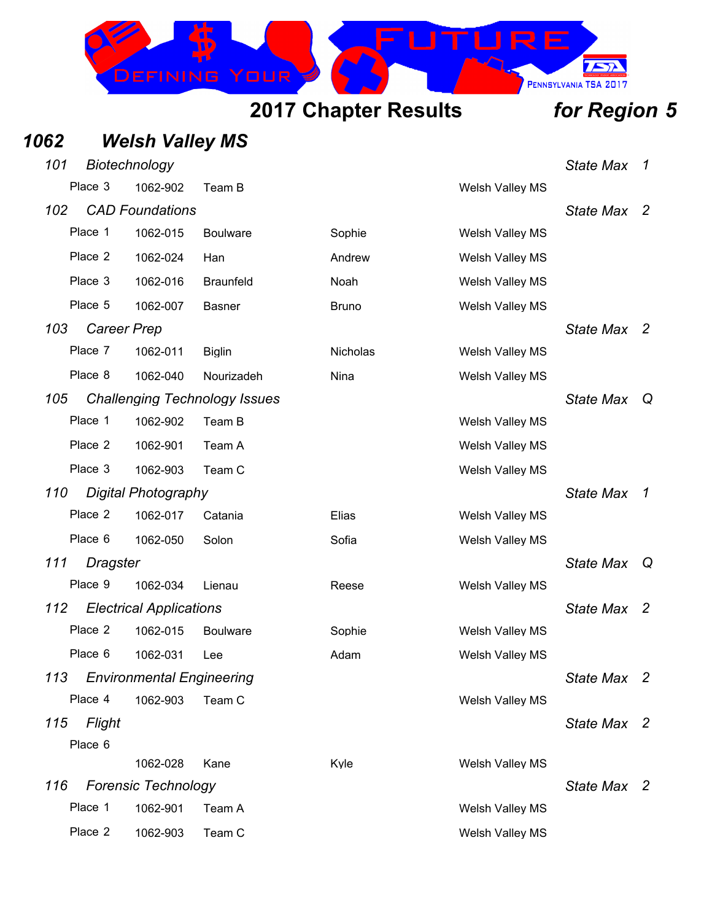## 2017 Chapter Results *for Region 5*

# *1062 Welsh Valley MS*

### *101 Biotechnology* — *State Max 1*

| Place | ID | Last Name | First Name | School |
|---|---|---|---|---|
| Place 3 | 1062-902 | Team B | | Welsh Valley MS |

### *102 CAD Foundations* — *State Max 2*

| Place | ID | Last Name | First Name | School |
|---|---|---|---|---|
| Place 1 | 1062-015 | Boulware | Sophie | Welsh Valley MS |
| Place 2 | 1062-024 | Han | Andrew | Welsh Valley MS |
| Place 3 | 1062-016 | Braunfeld | Noah | Welsh Valley MS |
| Place 5 | 1062-007 | Basner | Bruno | Welsh Valley MS |

### *103 Career Prep* — *State Max 2*

| Place | ID | Last Name | First Name | School |
|---|---|---|---|---|
| Place 7 | 1062-011 | Biglin | Nicholas | Welsh Valley MS |
| Place 8 | 1062-040 | Nourizadeh | Nina | Welsh Valley MS |

### *105 Challenging Technology Issues* — *State Max Q*

| Place | ID | Last Name | First Name | School |
|---|---|---|---|---|
| Place 1 | 1062-902 | Team B | | Welsh Valley MS |
| Place 2 | 1062-901 | Team A | | Welsh Valley MS |
| Place 3 | 1062-903 | Team C | | Welsh Valley MS |

### *110 Digital Photography* — *State Max 1*

| Place | ID | Last Name | First Name | School |
|---|---|---|---|---|
| Place 2 | 1062-017 | Catania | Elias | Welsh Valley MS |
| Place 6 | 1062-050 | Solon | Sofia | Welsh Valley MS |

### *111 Dragster* — *State Max Q*

| Place | ID | Last Name | First Name | School |
|---|---|---|---|---|
| Place 9 | 1062-034 | Lienau | Reese | Welsh Valley MS |

### *112 Electrical Applications* — *State Max 2*

| Place | ID | Last Name | First Name | School |
|---|---|---|---|---|
| Place 2 | 1062-015 | Boulware | Sophie | Welsh Valley MS |
| Place 6 | 1062-031 | Lee | Adam | Welsh Valley MS |

### *113 Environmental Engineering* — *State Max 2*

| Place | ID | Last Name | First Name | School |
|---|---|---|---|---|
| Place 4 | 1062-903 | Team C | | Welsh Valley MS |

### *115 Flight* — *State Max 2*

| Place | ID | Last Name | First Name | School |
|---|---|---|---|---|
| Place 6 | 1062-028 | Kane | Kyle | Welsh Valley MS |

### *116 Forensic Technology* — *State Max 2*

| Place | ID | Last Name | First Name | School |
|---|---|---|---|---|
| Place 1 | 1062-901 | Team A | | Welsh Valley MS |
| Place 2 | 1062-903 | Team C | | Welsh Valley MS |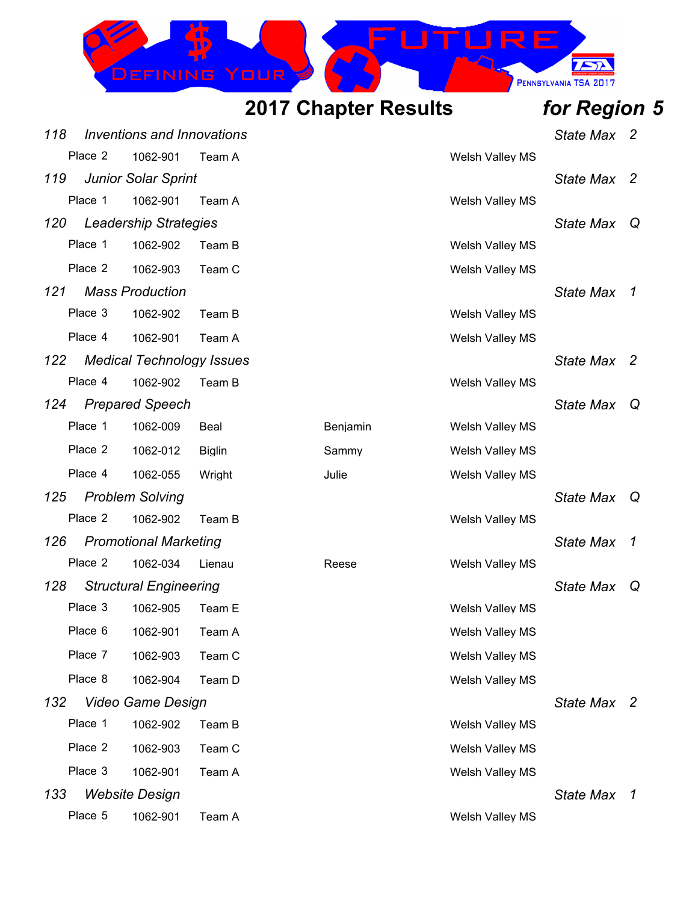## 2017 Chapter Results *for Region 5*

*118 Inventions and Innovations* — *State Max 2*

| Place | ID | Name | First Name | School |
|---|---|---|---|---|
| Place 2 | 1062-901 | Team A | | Welsh Valley MS |

*119 Junior Solar Sprint* — *State Max 2*

| Place | ID | Name | First Name | School |
|---|---|---|---|---|
| Place 1 | 1062-901 | Team A | | Welsh Valley MS |

*120 Leadership Strategies* — *State Max Q*

| Place | ID | Name | First Name | School |
|---|---|---|---|---|
| Place 1 | 1062-902 | Team B | | Welsh Valley MS |
| Place 2 | 1062-903 | Team C | | Welsh Valley MS |

*121 Mass Production* — *State Max 1*

| Place | ID | Name | First Name | School |
|---|---|---|---|---|
| Place 3 | 1062-902 | Team B | | Welsh Valley MS |
| Place 4 | 1062-901 | Team A | | Welsh Valley MS |

*122 Medical Technology Issues* — *State Max 2*

| Place | ID | Name | First Name | School |
|---|---|---|---|---|
| Place 4 | 1062-902 | Team B | | Welsh Valley MS |

*124 Prepared Speech* — *State Max Q*

| Place | ID | Name | First Name | School |
|---|---|---|---|---|
| Place 1 | 1062-009 | Beal | Benjamin | Welsh Valley MS |
| Place 2 | 1062-012 | Biglin | Sammy | Welsh Valley MS |
| Place 4 | 1062-055 | Wright | Julie | Welsh Valley MS |

*125 Problem Solving* — *State Max Q*

| Place | ID | Name | First Name | School |
|---|---|---|---|---|
| Place 2 | 1062-902 | Team B | | Welsh Valley MS |

*126 Promotional Marketing* — *State Max 1*

| Place | ID | Name | First Name | School |
|---|---|---|---|---|
| Place 2 | 1062-034 | Lienau | Reese | Welsh Valley MS |

*128 Structural Engineering* — *State Max Q*

| Place | ID | Name | First Name | School |
|---|---|---|---|---|
| Place 3 | 1062-905 | Team E | | Welsh Valley MS |
| Place 6 | 1062-901 | Team A | | Welsh Valley MS |
| Place 7 | 1062-903 | Team C | | Welsh Valley MS |
| Place 8 | 1062-904 | Team D | | Welsh Valley MS |

*132 Video Game Design* — *State Max 2*

| Place | ID | Name | First Name | School |
|---|---|---|---|---|
| Place 1 | 1062-902 | Team B | | Welsh Valley MS |
| Place 2 | 1062-903 | Team C | | Welsh Valley MS |
| Place 3 | 1062-901 | Team A | | Welsh Valley MS |

*133 Website Design* — *State Max 1*

| Place | ID | Name | First Name | School |
|---|---|---|---|---|
| Place 5 | 1062-901 | Team A | | Welsh Valley MS |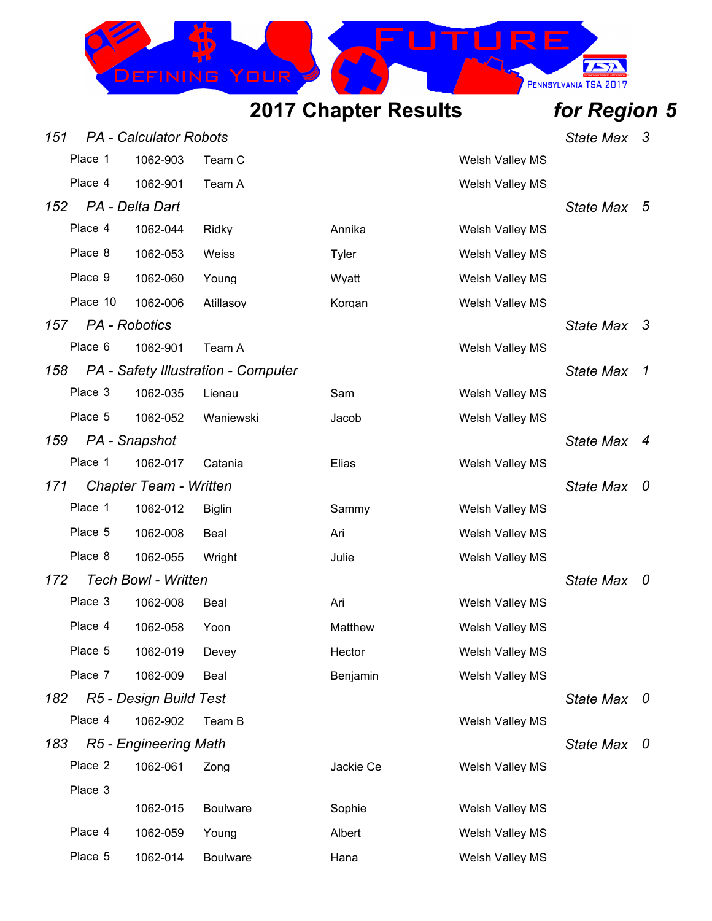# 2017 Chapter Results *for Region 5*

### *151 PA - Calculator Robots* — *State Max 3*

| Place | ID | Last Name | First Name | School |
|---|---|---|---|---|
| Place 1 | 1062-903 | Team C | | Welsh Valley MS |
| Place 4 | 1062-901 | Team A | | Welsh Valley MS |

### *152 PA - Delta Dart* — *State Max 5*

| Place | ID | Last Name | First Name | School |
|---|---|---|---|---|
| Place 4 | 1062-044 | Ridky | Annika | Welsh Valley MS |
| Place 8 | 1062-053 | Weiss | Tyler | Welsh Valley MS |
| Place 9 | 1062-060 | Young | Wyatt | Welsh Valley MS |
| Place 10 | 1062-006 | Atillasoy | Korgan | Welsh Valley MS |

### *157 PA - Robotics* — *State Max 3*

| Place | ID | Last Name | First Name | School |
|---|---|---|---|---|
| Place 6 | 1062-901 | Team A | | Welsh Valley MS |

### *158 PA - Safety Illustration - Computer* — *State Max 1*

| Place | ID | Last Name | First Name | School |
|---|---|---|---|---|
| Place 3 | 1062-035 | Lienau | Sam | Welsh Valley MS |
| Place 5 | 1062-052 | Waniewski | Jacob | Welsh Valley MS |

### *159 PA - Snapshot* — *State Max 4*

| Place | ID | Last Name | First Name | School |
|---|---|---|---|---|
| Place 1 | 1062-017 | Catania | Elias | Welsh Valley MS |

### *171 Chapter Team - Written* — *State Max 0*

| Place | ID | Last Name | First Name | School |
|---|---|---|---|---|
| Place 1 | 1062-012 | Biglin | Sammy | Welsh Valley MS |
| Place 5 | 1062-008 | Beal | Ari | Welsh Valley MS |
| Place 8 | 1062-055 | Wright | Julie | Welsh Valley MS |

### *172 Tech Bowl - Written* — *State Max 0*

| Place | ID | Last Name | First Name | School |
|---|---|---|---|---|
| Place 3 | 1062-008 | Beal | Ari | Welsh Valley MS |
| Place 4 | 1062-058 | Yoon | Matthew | Welsh Valley MS |
| Place 5 | 1062-019 | Devey | Hector | Welsh Valley MS |
| Place 7 | 1062-009 | Beal | Benjamin | Welsh Valley MS |

### *182 R5 - Design Build Test* — *State Max 0*

| Place | ID | Last Name | First Name | School |
|---|---|---|---|---|
| Place 4 | 1062-902 | Team B | | Welsh Valley MS |

### *183 R5 - Engineering Math* — *State Max 0*

| Place | ID | Last Name | First Name | School |
|---|---|---|---|---|
| Place 2 | 1062-061 | Zong | Jackie Ce | Welsh Valley MS |
| Place 3 | | | | |
| | 1062-015 | Boulware | Sophie | Welsh Valley MS |
| Place 4 | 1062-059 | Young | Albert | Welsh Valley MS |
| Place 5 | 1062-014 | Boulware | Hana | Welsh Valley MS |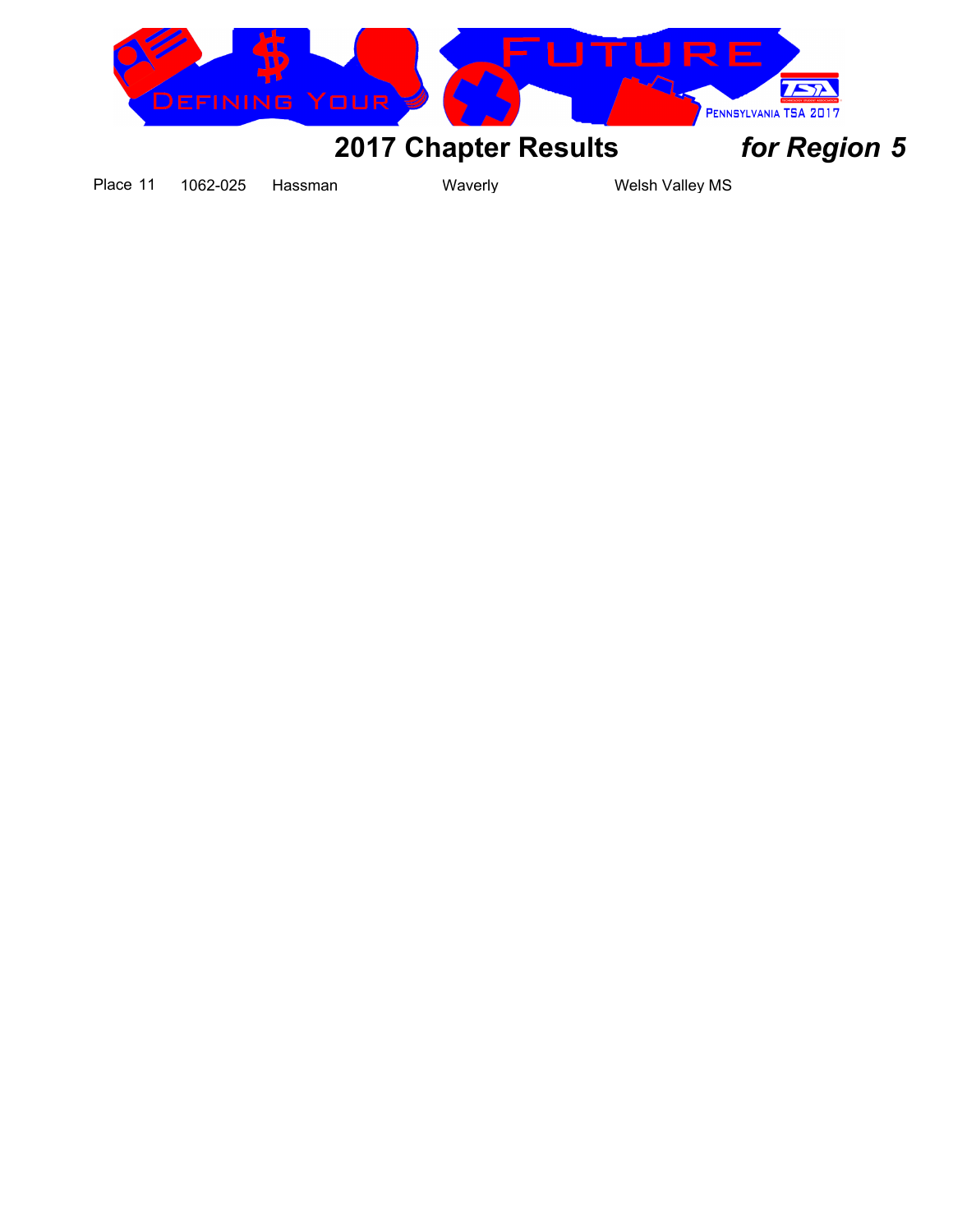## 2017 Chapter Results *for Region 5*

| Place | ID | Name | Town | School |
|---|---|---|---|---|
| 11 | 1062-025 | Hassman | Waverly | Welsh Valley MS |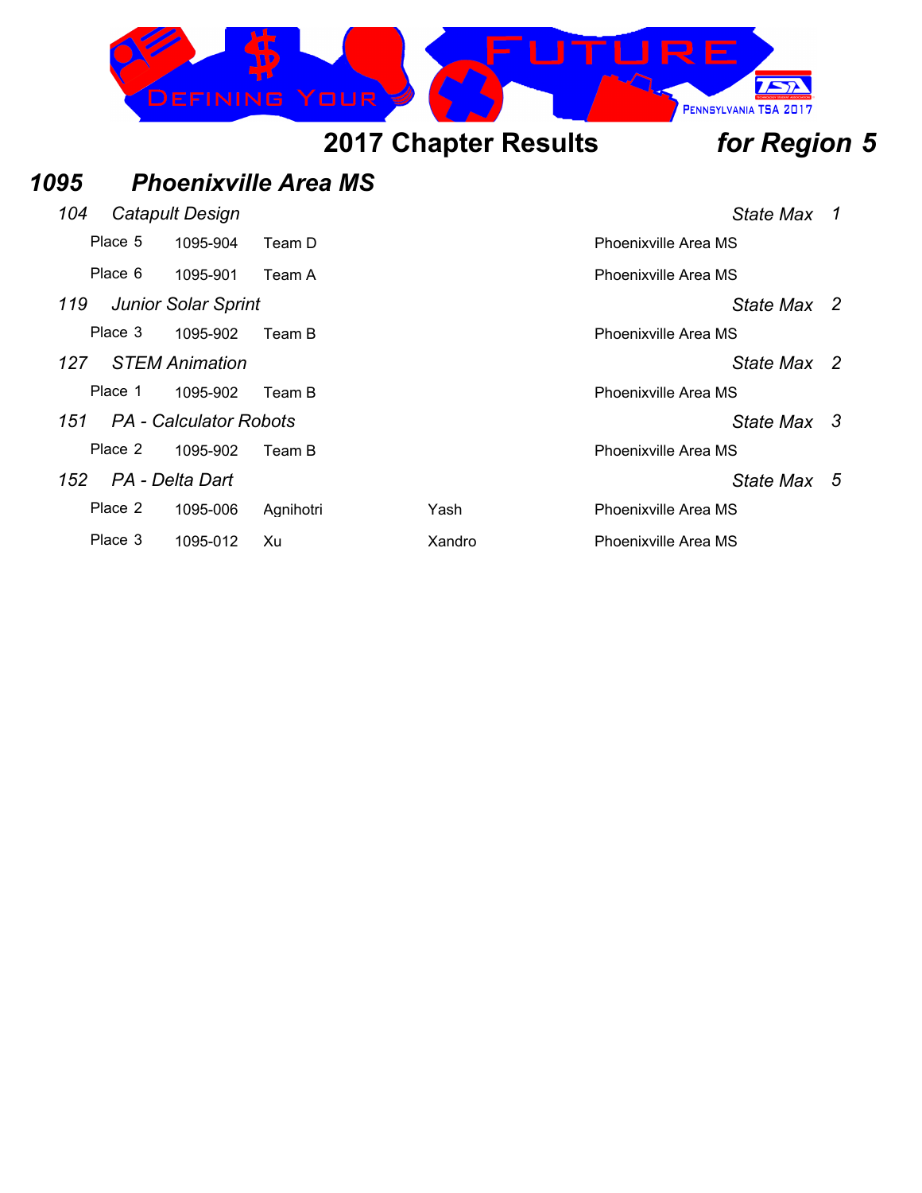# 2017 Chapter Results *for Region 5*

## *1095 Phoenixville Area MS*

### *104 Catapult Design* — *State Max 1*

| Place | ID | Name | | School |
|---|---|---|---|---|
| Place 5 | 1095-904 | Team D | | Phoenixville Area MS |
| Place 6 | 1095-901 | Team A | | Phoenixville Area MS |

### *119 Junior Solar Sprint* — *State Max 2*

| Place | ID | Name | | School |
|---|---|---|---|---|
| Place 3 | 1095-902 | Team B | | Phoenixville Area MS |

### *127 STEM Animation* — *State Max 2*

| Place | ID | Name | | School |
|---|---|---|---|---|
| Place 1 | 1095-902 | Team B | | Phoenixville Area MS |

### *151 PA - Calculator Robots* — *State Max 3*

| Place | ID | Name | | School |
|---|---|---|---|---|
| Place 2 | 1095-902 | Team B | | Phoenixville Area MS |

### *152 PA - Delta Dart* — *State Max 5*

| Place | ID | Last Name | First Name | School |
|---|---|---|---|---|
| Place 2 | 1095-006 | Agnihotri | Yash | Phoenixville Area MS |
| Place 3 | 1095-012 | Xu | Xandro | Phoenixville Area MS |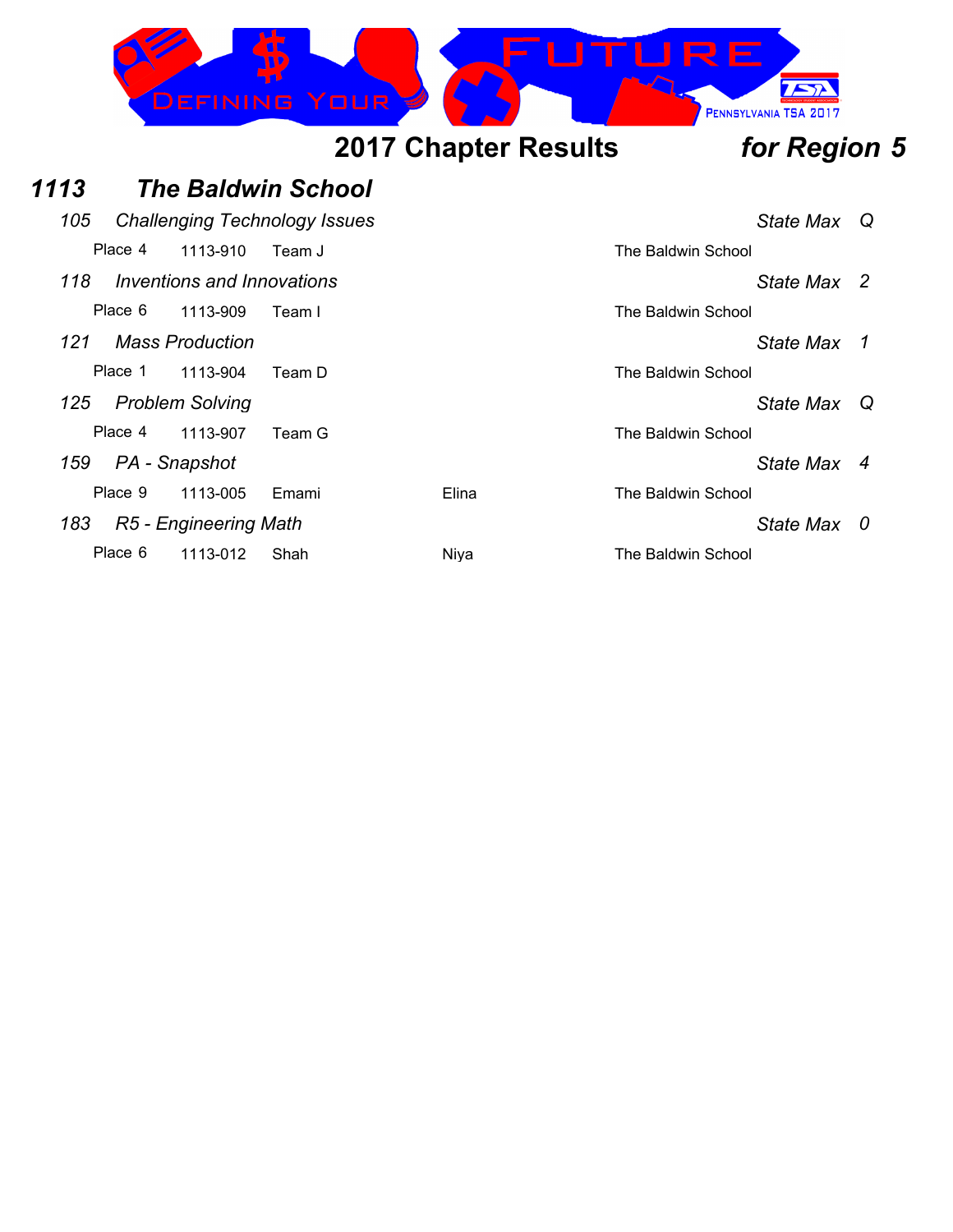## 2017 Chapter Results *for Region 5*

### *1113 The Baldwin School*

*105 Challenging Technology Issues* — *State Max Q*

| Place | ID | Name | | School |
|---|---|---|---|---|
| Place 4 | 1113-910 | Team J | | The Baldwin School |

*118 Inventions and Innovations* — *State Max 2*

| Place | ID | Name | | School |
|---|---|---|---|---|
| Place 6 | 1113-909 | Team I | | The Baldwin School |

*121 Mass Production* — *State Max 1*

| Place | ID | Name | | School |
|---|---|---|---|---|
| Place 1 | 1113-904 | Team D | | The Baldwin School |

*125 Problem Solving* — *State Max Q*

| Place | ID | Name | | School |
|---|---|---|---|---|
| Place 4 | 1113-907 | Team G | | The Baldwin School |

*159 PA - Snapshot* — *State Max 4*

| Place | ID | Last Name | First Name | School |
|---|---|---|---|---|
| Place 9 | 1113-005 | Emami | Elina | The Baldwin School |

*183 R5 - Engineering Math* — *State Max 0*

| Place | ID | Last Name | First Name | School |
|---|---|---|---|---|
| Place 6 | 1113-012 | Shah | Niya | The Baldwin School |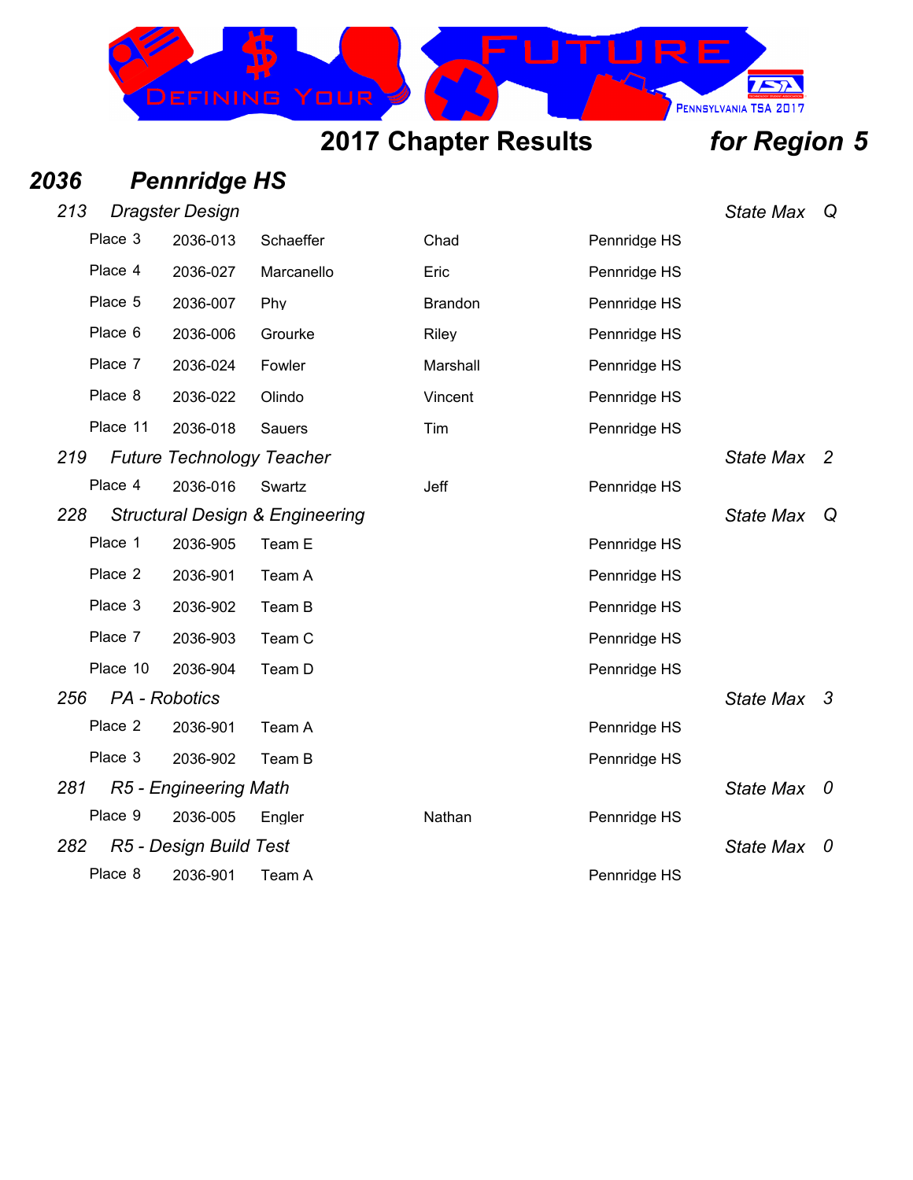# 2017 Chapter Results *for Region 5*

## *2036 Pennridge HS*

### *213 Dragster Design* — *State Max Q*

| Place | ID | Last Name | First Name | School |
|---|---|---|---|---|
| Place 3 | 2036-013 | Schaeffer | Chad | Pennridge HS |
| Place 4 | 2036-027 | Marcanello | Eric | Pennridge HS |
| Place 5 | 2036-007 | Phy | Brandon | Pennridge HS |
| Place 6 | 2036-006 | Grourke | Riley | Pennridge HS |
| Place 7 | 2036-024 | Fowler | Marshall | Pennridge HS |
| Place 8 | 2036-022 | Olindo | Vincent | Pennridge HS |
| Place 11 | 2036-018 | Sauers | Tim | Pennridge HS |

### *219 Future Technology Teacher* — *State Max 2*

| Place | ID | Last Name | First Name | School |
|---|---|---|---|---|
| Place 4 | 2036-016 | Swartz | Jeff | Pennridge HS |

### *228 Structural Design & Engineering* — *State Max Q*

| Place | ID | Team | | School |
|---|---|---|---|---|
| Place 1 | 2036-905 | Team E | | Pennridge HS |
| Place 2 | 2036-901 | Team A | | Pennridge HS |
| Place 3 | 2036-902 | Team B | | Pennridge HS |
| Place 7 | 2036-903 | Team C | | Pennridge HS |
| Place 10 | 2036-904 | Team D | | Pennridge HS |

### *256 PA - Robotics* — *State Max 3*

| Place | ID | Team | | School |
|---|---|---|---|---|
| Place 2 | 2036-901 | Team A | | Pennridge HS |
| Place 3 | 2036-902 | Team B | | Pennridge HS |

### *281 R5 - Engineering Math* — *State Max 0*

| Place | ID | Last Name | First Name | School |
|---|---|---|---|---|
| Place 9 | 2036-005 | Engler | Nathan | Pennridge HS |

### *282 R5 - Design Build Test* — *State Max 0*

| Place | ID | Team | | School |
|---|---|---|---|---|
| Place 8 | 2036-901 | Team A | | Pennridge HS |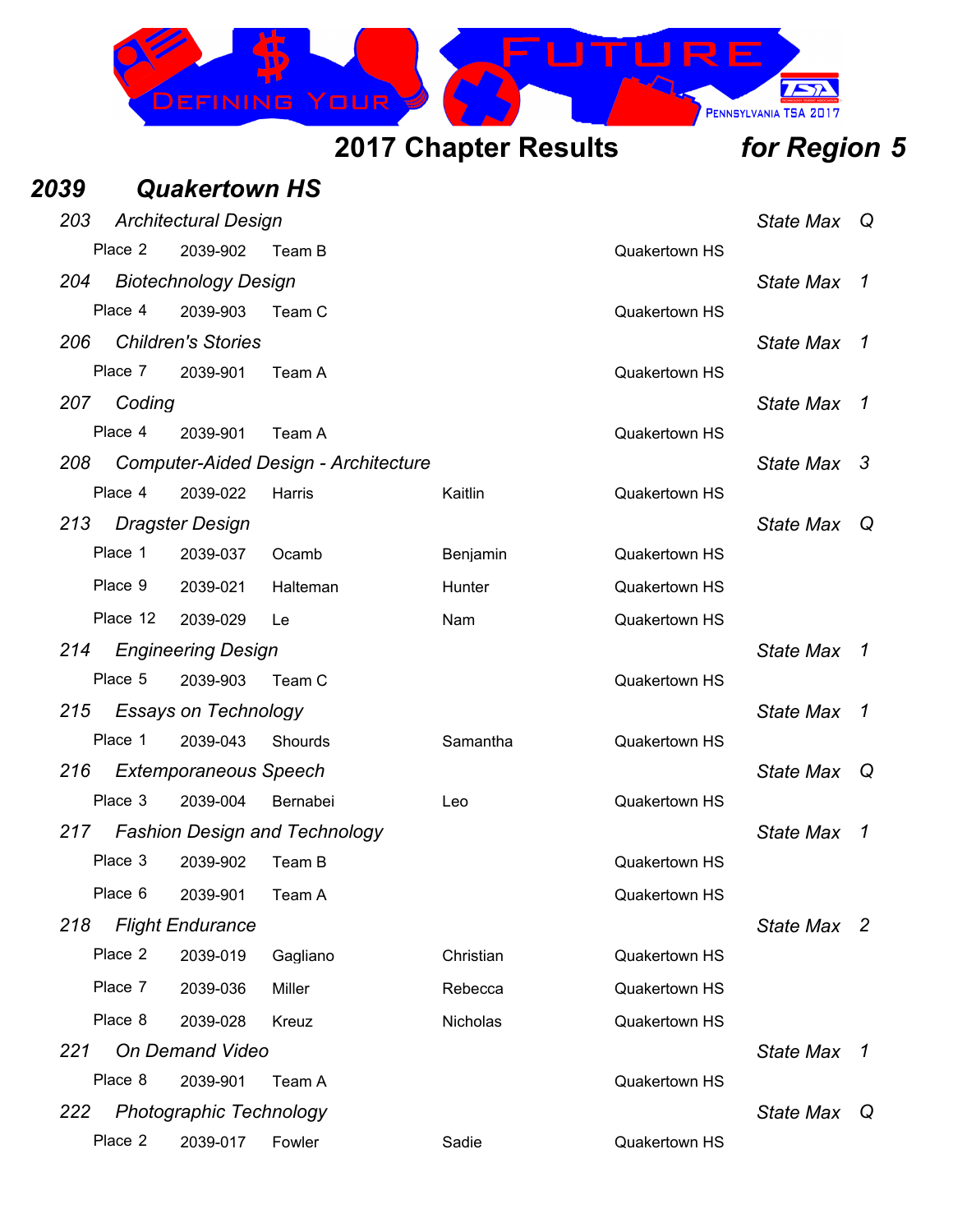## 2017 Chapter Results *for Region 5*

### *2039 Quakertown HS*

*203 Architectural Design* — *State Max Q*

| Place | ID | Name | First | School |
|---|---|---|---|---|
| Place 2 | 2039-902 | Team B | | Quakertown HS |

*204 Biotechnology Design* — *State Max 1*

| Place | ID | Name | First | School |
|---|---|---|---|---|
| Place 4 | 2039-903 | Team C | | Quakertown HS |

*206 Children's Stories* — *State Max 1*

| Place | ID | Name | First | School |
|---|---|---|---|---|
| Place 7 | 2039-901 | Team A | | Quakertown HS |

*207 Coding* — *State Max 1*

| Place | ID | Name | First | School |
|---|---|---|---|---|
| Place 4 | 2039-901 | Team A | | Quakertown HS |

*208 Computer-Aided Design - Architecture* — *State Max 3*

| Place | ID | Name | First | School |
|---|---|---|---|---|
| Place 4 | 2039-022 | Harris | Kaitlin | Quakertown HS |

*213 Dragster Design* — *State Max Q*

| Place | ID | Name | First | School |
|---|---|---|---|---|
| Place 1 | 2039-037 | Ocamb | Benjamin | Quakertown HS |
| Place 9 | 2039-021 | Halteman | Hunter | Quakertown HS |
| Place 12 | 2039-029 | Le | Nam | Quakertown HS |

*214 Engineering Design* — *State Max 1*

| Place | ID | Name | First | School |
|---|---|---|---|---|
| Place 5 | 2039-903 | Team C | | Quakertown HS |

*215 Essays on Technology* — *State Max 1*

| Place | ID | Name | First | School |
|---|---|---|---|---|
| Place 1 | 2039-043 | Shourds | Samantha | Quakertown HS |

*216 Extemporaneous Speech* — *State Max Q*

| Place | ID | Name | First | School |
|---|---|---|---|---|
| Place 3 | 2039-004 | Bernabei | Leo | Quakertown HS |

*217 Fashion Design and Technology* — *State Max 1*

| Place | ID | Name | First | School |
|---|---|---|---|---|
| Place 3 | 2039-902 | Team B | | Quakertown HS |
| Place 6 | 2039-901 | Team A | | Quakertown HS |

*218 Flight Endurance* — *State Max 2*

| Place | ID | Name | First | School |
|---|---|---|---|---|
| Place 2 | 2039-019 | Gagliano | Christian | Quakertown HS |
| Place 7 | 2039-036 | Miller | Rebecca | Quakertown HS |
| Place 8 | 2039-028 | Kreuz | Nicholas | Quakertown HS |

*221 On Demand Video* — *State Max 1*

| Place | ID | Name | First | School |
|---|---|---|---|---|
| Place 8 | 2039-901 | Team A | | Quakertown HS |

*222 Photographic Technology* — *State Max Q*

| Place | ID | Name | First | School |
|---|---|---|---|---|
| Place 2 | 2039-017 | Fowler | Sadie | Quakertown HS |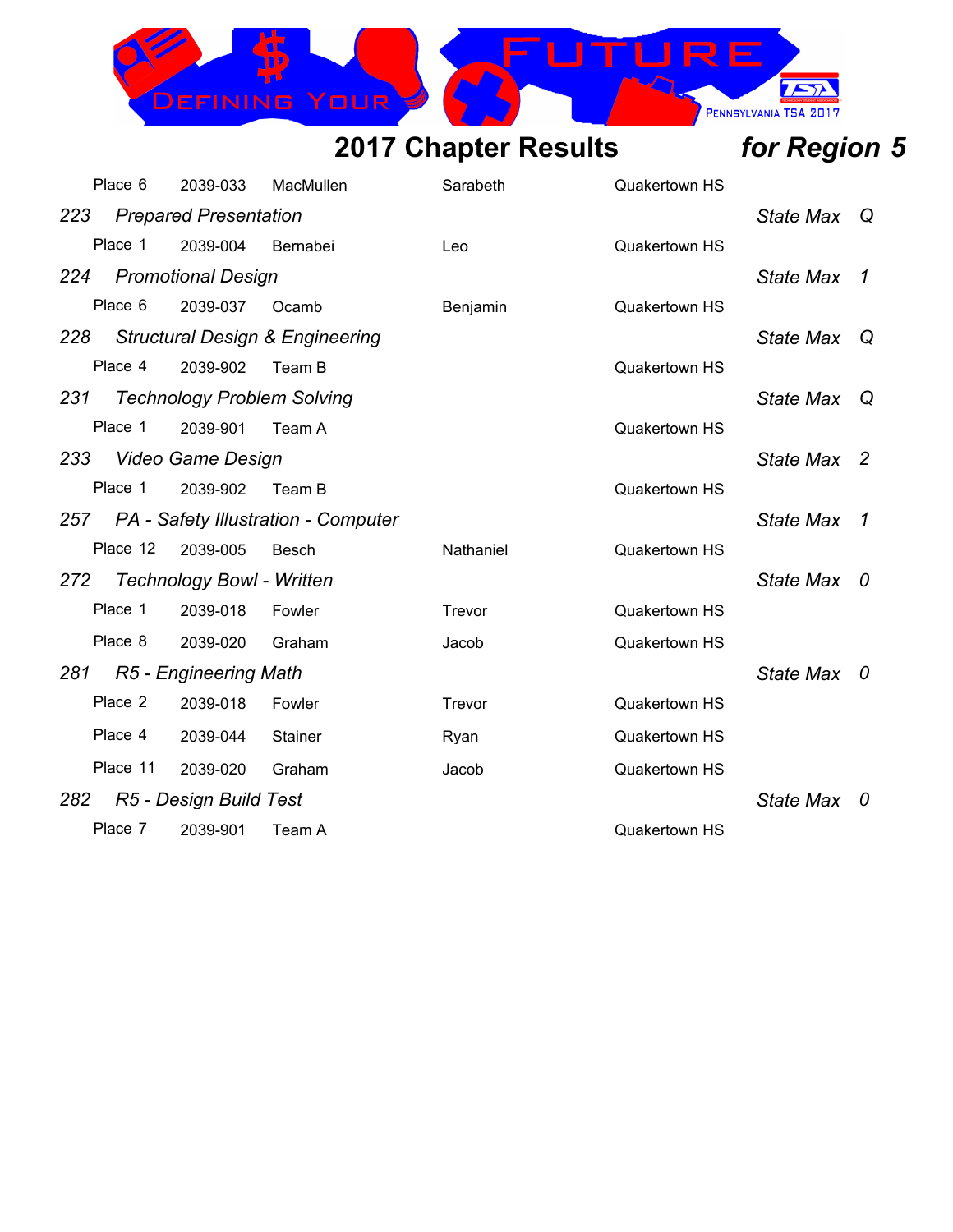## 2017 Chapter Results *for Region 5*

| | | | | |
|---|---|---|---|---|
| Place 6 | 2039-033 | MacMullen | Sarabeth | Quakertown HS |

*223 Prepared Presentation* — *State Max Q*

| | | | | |
|---|---|---|---|---|
| Place 1 | 2039-004 | Bernabei | Leo | Quakertown HS |

*224 Promotional Design* — *State Max 1*

| | | | | |
|---|---|---|---|---|
| Place 6 | 2039-037 | Ocamb | Benjamin | Quakertown HS |

*228 Structural Design & Engineering* — *State Max Q*

| | | | | |
|---|---|---|---|---|
| Place 4 | 2039-902 | Team B | | Quakertown HS |

*231 Technology Problem Solving* — *State Max Q*

| | | | | |
|---|---|---|---|---|
| Place 1 | 2039-901 | Team A | | Quakertown HS |

*233 Video Game Design* — *State Max 2*

| | | | | |
|---|---|---|---|---|
| Place 1 | 2039-902 | Team B | | Quakertown HS |

*257 PA - Safety Illustration - Computer* — *State Max 1*

| | | | | |
|---|---|---|---|---|
| Place 12 | 2039-005 | Besch | Nathaniel | Quakertown HS |

*272 Technology Bowl - Written* — *State Max 0*

| | | | | |
|---|---|---|---|---|
| Place 1 | 2039-018 | Fowler | Trevor | Quakertown HS |
| Place 8 | 2039-020 | Graham | Jacob | Quakertown HS |

*281 R5 - Engineering Math* — *State Max 0*

| | | | | |
|---|---|---|---|---|
| Place 2 | 2039-018 | Fowler | Trevor | Quakertown HS |
| Place 4 | 2039-044 | Stainer | Ryan | Quakertown HS |
| Place 11 | 2039-020 | Graham | Jacob | Quakertown HS |

*282 R5 - Design Build Test* — *State Max 0*

| | | | | |
|---|---|---|---|---|
| Place 7 | 2039-901 | Team A | | Quakertown HS |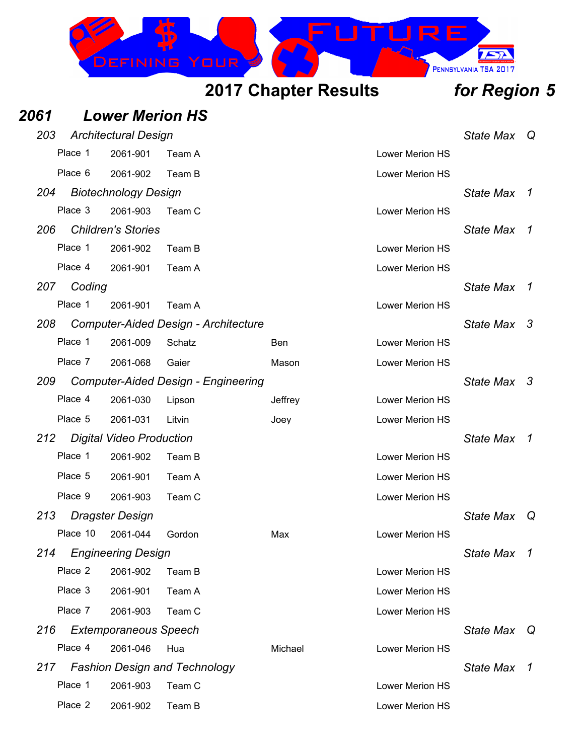## 2017 Chapter Results *for Region 5*

## *2061 Lower Merion HS*

### *203 Architectural Design* — *State Max Q*

| Place | ID | Name | First | School |
|---|---|---|---|---|
| Place 1 | 2061-901 | Team A | | Lower Merion HS |
| Place 6 | 2061-902 | Team B | | Lower Merion HS |

### *204 Biotechnology Design* — *State Max 1*

| Place | ID | Name | First | School |
|---|---|---|---|---|
| Place 3 | 2061-903 | Team C | | Lower Merion HS |

### *206 Children's Stories* — *State Max 1*

| Place | ID | Name | First | School |
|---|---|---|---|---|
| Place 1 | 2061-902 | Team B | | Lower Merion HS |
| Place 4 | 2061-901 | Team A | | Lower Merion HS |

### *207 Coding* — *State Max 1*

| Place | ID | Name | First | School |
|---|---|---|---|---|
| Place 1 | 2061-901 | Team A | | Lower Merion HS |

### *208 Computer-Aided Design - Architecture* — *State Max 3*

| Place | ID | Name | First | School |
|---|---|---|---|---|
| Place 1 | 2061-009 | Schatz | Ben | Lower Merion HS |
| Place 7 | 2061-068 | Gaier | Mason | Lower Merion HS |

### *209 Computer-Aided Design - Engineering* — *State Max 3*

| Place | ID | Name | First | School |
|---|---|---|---|---|
| Place 4 | 2061-030 | Lipson | Jeffrey | Lower Merion HS |
| Place 5 | 2061-031 | Litvin | Joey | Lower Merion HS |

### *212 Digital Video Production* — *State Max 1*

| Place | ID | Name | First | School |
|---|---|---|---|---|
| Place 1 | 2061-902 | Team B | | Lower Merion HS |
| Place 5 | 2061-901 | Team A | | Lower Merion HS |
| Place 9 | 2061-903 | Team C | | Lower Merion HS |

### *213 Dragster Design* — *State Max Q*

| Place | ID | Name | First | School |
|---|---|---|---|---|
| Place 10 | 2061-044 | Gordon | Max | Lower Merion HS |

### *214 Engineering Design* — *State Max 1*

| Place | ID | Name | First | School |
|---|---|---|---|---|
| Place 2 | 2061-902 | Team B | | Lower Merion HS |
| Place 3 | 2061-901 | Team A | | Lower Merion HS |
| Place 7 | 2061-903 | Team C | | Lower Merion HS |

### *216 Extemporaneous Speech* — *State Max Q*

| Place | ID | Name | First | School |
|---|---|---|---|---|
| Place 4 | 2061-046 | Hua | Michael | Lower Merion HS |

### *217 Fashion Design and Technology* — *State Max 1*

| Place | ID | Name | First | School |
|---|---|---|---|---|
| Place 1 | 2061-903 | Team C | | Lower Merion HS |
| Place 2 | 2061-902 | Team B | | Lower Merion HS |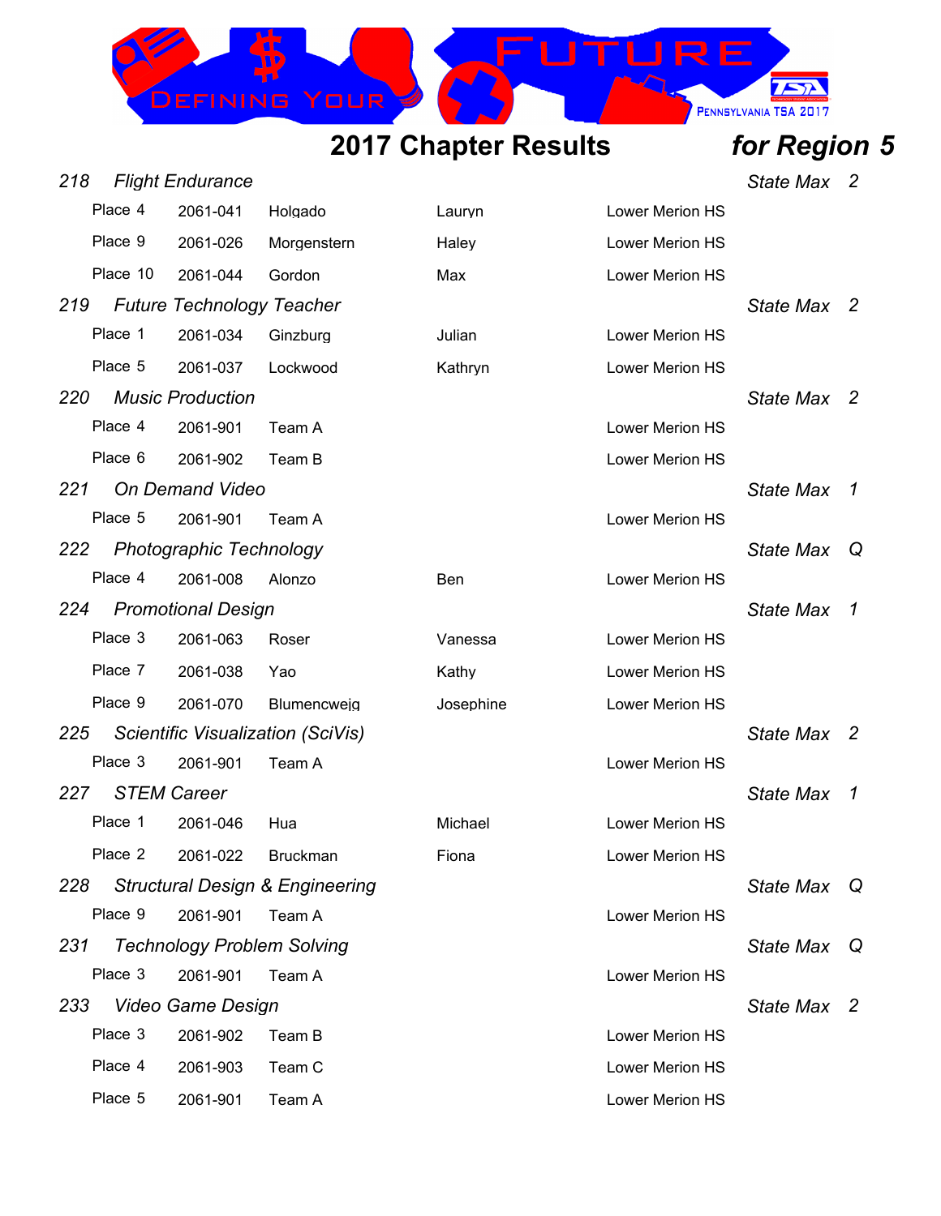# 2017 Chapter Results *for Region 5*

### *218 Flight Endurance* — *State Max 2*

| Place | ID | Last Name | First Name | School |
|---|---|---|---|---|
| Place 4 | 2061-041 | Holgado | Lauryn | Lower Merion HS |
| Place 9 | 2061-026 | Morgenstern | Haley | Lower Merion HS |
| Place 10 | 2061-044 | Gordon | Max | Lower Merion HS |

### *219 Future Technology Teacher* — *State Max 2*

| Place | ID | Last Name | First Name | School |
|---|---|---|---|---|
| Place 1 | 2061-034 | Ginzburg | Julian | Lower Merion HS |
| Place 5 | 2061-037 | Lockwood | Kathryn | Lower Merion HS |

### *220 Music Production* — *State Max 2*

| Place | ID | Team | | School |
|---|---|---|---|---|
| Place 4 | 2061-901 | Team A | | Lower Merion HS |
| Place 6 | 2061-902 | Team B | | Lower Merion HS |

### *221 On Demand Video* — *State Max 1*

| Place | ID | Team | | School |
|---|---|---|---|---|
| Place 5 | 2061-901 | Team A | | Lower Merion HS |

### *222 Photographic Technology* — *State Max Q*

| Place | ID | Last Name | First Name | School |
|---|---|---|---|---|
| Place 4 | 2061-008 | Alonzo | Ben | Lower Merion HS |

### *224 Promotional Design* — *State Max 1*

| Place | ID | Last Name | First Name | School |
|---|---|---|---|---|
| Place 3 | 2061-063 | Roser | Vanessa | Lower Merion HS |
| Place 7 | 2061-038 | Yao | Kathy | Lower Merion HS |
| Place 9 | 2061-070 | Blumencweig | Josephine | Lower Merion HS |

### *225 Scientific Visualization (SciVis)* — *State Max 2*

| Place | ID | Team | | School |
|---|---|---|---|---|
| Place 3 | 2061-901 | Team A | | Lower Merion HS |

### *227 STEM Career* — *State Max 1*

| Place | ID | Last Name | First Name | School |
|---|---|---|---|---|
| Place 1 | 2061-046 | Hua | Michael | Lower Merion HS |
| Place 2 | 2061-022 | Bruckman | Fiona | Lower Merion HS |

### *228 Structural Design & Engineering* — *State Max Q*

| Place | ID | Team | | School |
|---|---|---|---|---|
| Place 9 | 2061-901 | Team A | | Lower Merion HS |

### *231 Technology Problem Solving* — *State Max Q*

| Place | ID | Team | | School |
|---|---|---|---|---|
| Place 3 | 2061-901 | Team A | | Lower Merion HS |

### *233 Video Game Design* — *State Max 2*

| Place | ID | Team | | School |
|---|---|---|---|---|
| Place 3 | 2061-902 | Team B | | Lower Merion HS |
| Place 4 | 2061-903 | Team C | | Lower Merion HS |
| Place 5 | 2061-901 | Team A | | Lower Merion HS |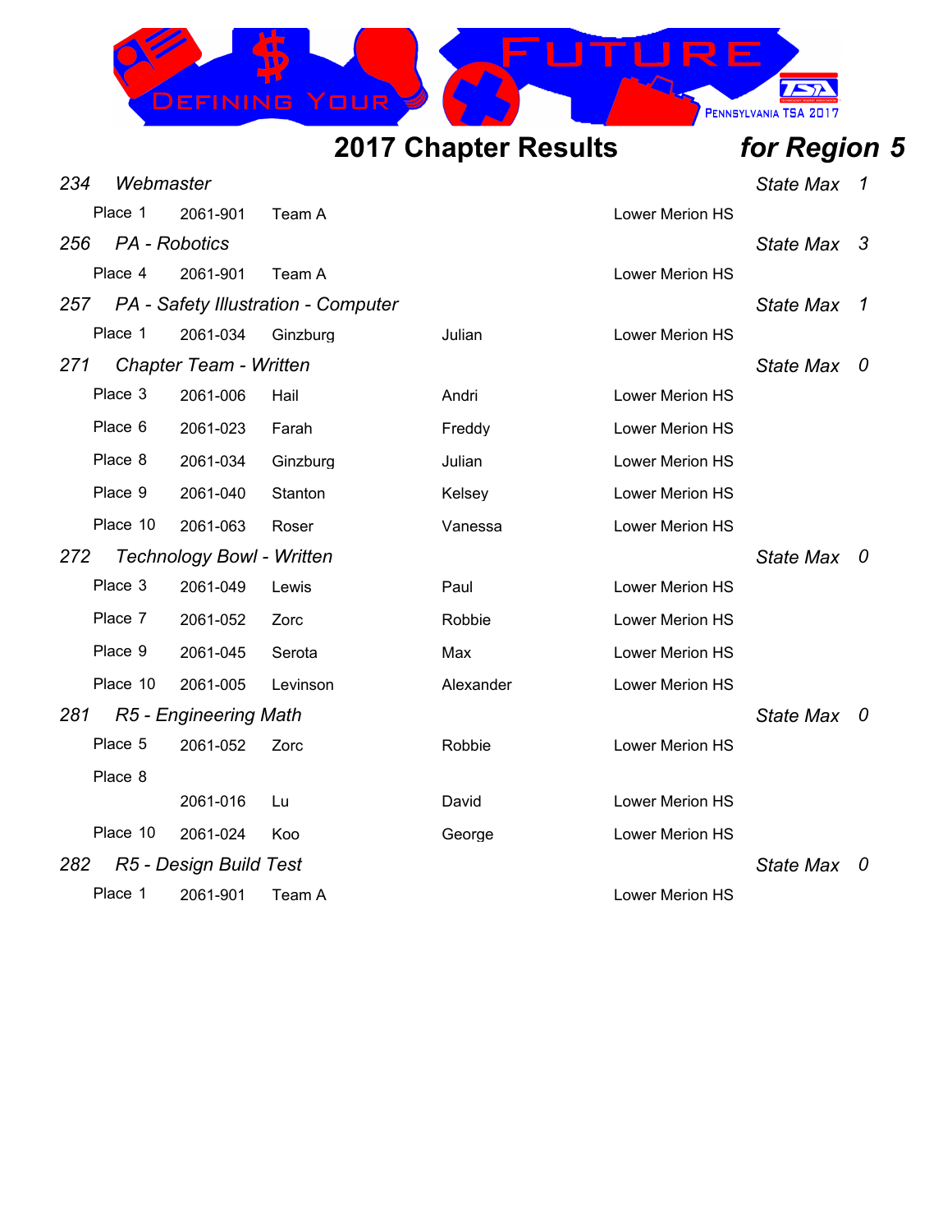# 2017 Chapter Results *for Region 5*

*234 Webmaster* — *State Max 1*

| Place | ID | Last Name | First Name | School |
|---|---|---|---|---|
| Place 1 | 2061-901 | Team A | | Lower Merion HS |

*256 PA - Robotics* — *State Max 3*

| Place | ID | Last Name | First Name | School |
|---|---|---|---|---|
| Place 4 | 2061-901 | Team A | | Lower Merion HS |

*257 PA - Safety Illustration - Computer* — *State Max 1*

| Place | ID | Last Name | First Name | School |
|---|---|---|---|---|
| Place 1 | 2061-034 | Ginzburg | Julian | Lower Merion HS |

*271 Chapter Team - Written* — *State Max 0*

| Place | ID | Last Name | First Name | School |
|---|---|---|---|---|
| Place 3 | 2061-006 | Hail | Andri | Lower Merion HS |
| Place 6 | 2061-023 | Farah | Freddy | Lower Merion HS |
| Place 8 | 2061-034 | Ginzburg | Julian | Lower Merion HS |
| Place 9 | 2061-040 | Stanton | Kelsey | Lower Merion HS |
| Place 10 | 2061-063 | Roser | Vanessa | Lower Merion HS |

*272 Technology Bowl - Written* — *State Max 0*

| Place | ID | Last Name | First Name | School |
|---|---|---|---|---|
| Place 3 | 2061-049 | Lewis | Paul | Lower Merion HS |
| Place 7 | 2061-052 | Zorc | Robbie | Lower Merion HS |
| Place 9 | 2061-045 | Serota | Max | Lower Merion HS |
| Place 10 | 2061-005 | Levinson | Alexander | Lower Merion HS |

*281 R5 - Engineering Math* — *State Max 0*

| Place | ID | Last Name | First Name | School |
|---|---|---|---|---|
| Place 5 | 2061-052 | Zorc | Robbie | Lower Merion HS |
| Place 8 | | | | |
| | 2061-016 | Lu | David | Lower Merion HS |
| Place 10 | 2061-024 | Koo | George | Lower Merion HS |

*282 R5 - Design Build Test* — *State Max 0*

| Place | ID | Last Name | First Name | School |
|---|---|---|---|---|
| Place 1 | 2061-901 | Team A | | Lower Merion HS |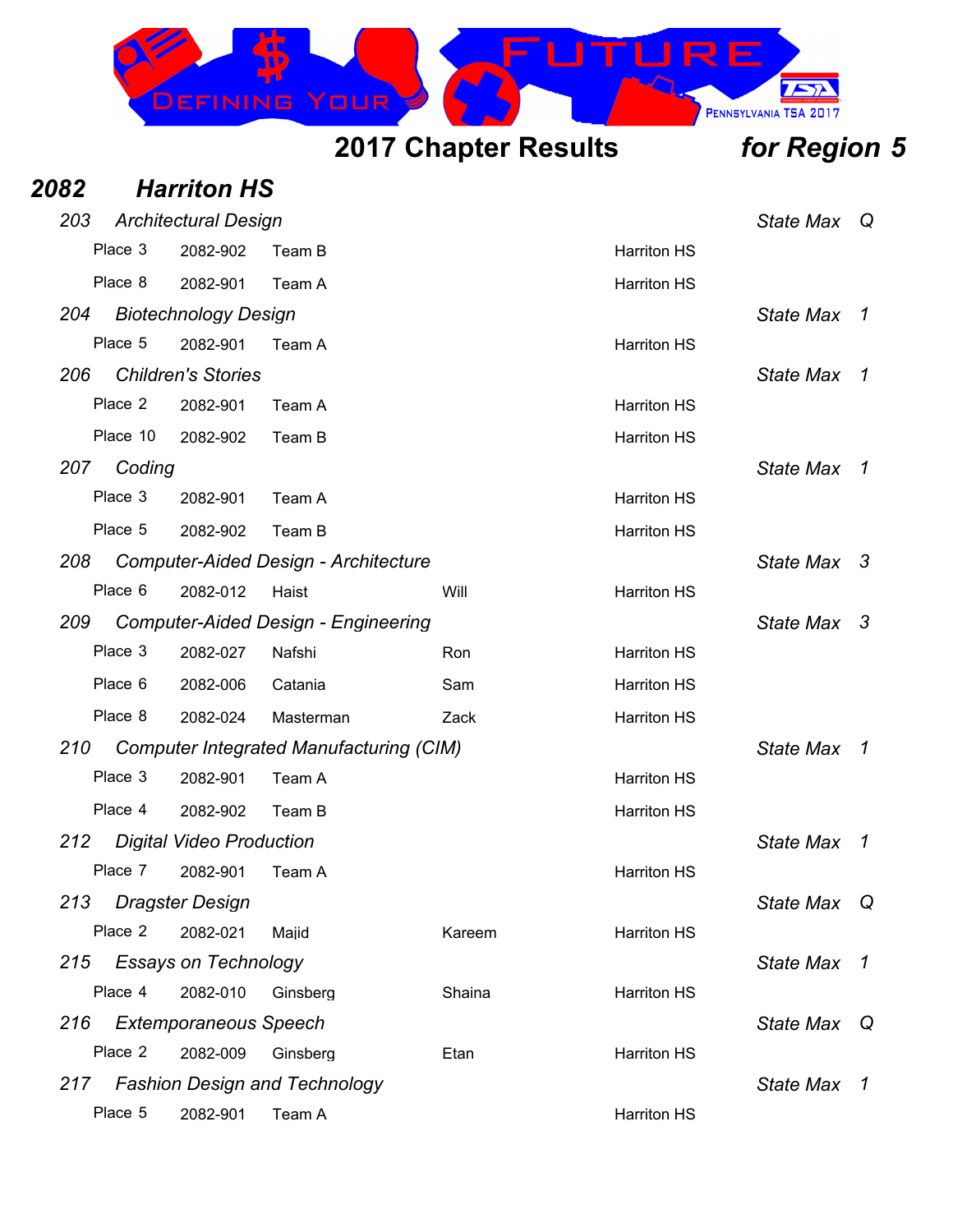# 2017 Chapter Results *for Region 5*

## *2082 Harriton HS*

### *203 Architectural Design* — *State Max Q*

| Place | ID | Name | First | School |
|---|---|---|---|---|
| Place 3 | 2082-902 | Team B | | Harriton HS |
| Place 8 | 2082-901 | Team A | | Harriton HS |

### *204 Biotechnology Design* — *State Max 1*

| Place | ID | Name | First | School |
|---|---|---|---|---|
| Place 5 | 2082-901 | Team A | | Harriton HS |

### *206 Children's Stories* — *State Max 1*

| Place | ID | Name | First | School |
|---|---|---|---|---|
| Place 2 | 2082-901 | Team A | | Harriton HS |
| Place 10 | 2082-902 | Team B | | Harriton HS |

### *207 Coding* — *State Max 1*

| Place | ID | Name | First | School |
|---|---|---|---|---|
| Place 3 | 2082-901 | Team A | | Harriton HS |
| Place 5 | 2082-902 | Team B | | Harriton HS |

### *208 Computer-Aided Design - Architecture* — *State Max 3*

| Place | ID | Name | First | School |
|---|---|---|---|---|
| Place 6 | 2082-012 | Haist | Will | Harriton HS |

### *209 Computer-Aided Design - Engineering* — *State Max 3*

| Place | ID | Name | First | School |
|---|---|---|---|---|
| Place 3 | 2082-027 | Nafshi | Ron | Harriton HS |
| Place 6 | 2082-006 | Catania | Sam | Harriton HS |
| Place 8 | 2082-024 | Masterman | Zack | Harriton HS |

### *210 Computer Integrated Manufacturing (CIM)* — *State Max 1*

| Place | ID | Name | First | School |
|---|---|---|---|---|
| Place 3 | 2082-901 | Team A | | Harriton HS |
| Place 4 | 2082-902 | Team B | | Harriton HS |

### *212 Digital Video Production* — *State Max 1*

| Place | ID | Name | First | School |
|---|---|---|---|---|
| Place 7 | 2082-901 | Team A | | Harriton HS |

### *213 Dragster Design* — *State Max Q*

| Place | ID | Name | First | School |
|---|---|---|---|---|
| Place 2 | 2082-021 | Majid | Kareem | Harriton HS |

### *215 Essays on Technology* — *State Max 1*

| Place | ID | Name | First | School |
|---|---|---|---|---|
| Place 4 | 2082-010 | Ginsberg | Shaina | Harriton HS |

### *216 Extemporaneous Speech* — *State Max Q*

| Place | ID | Name | First | School |
|---|---|---|---|---|
| Place 2 | 2082-009 | Ginsberg | Etan | Harriton HS |

### *217 Fashion Design and Technology* — *State Max 1*

| Place | ID | Name | First | School |
|---|---|---|---|---|
| Place 5 | 2082-901 | Team A | | Harriton HS |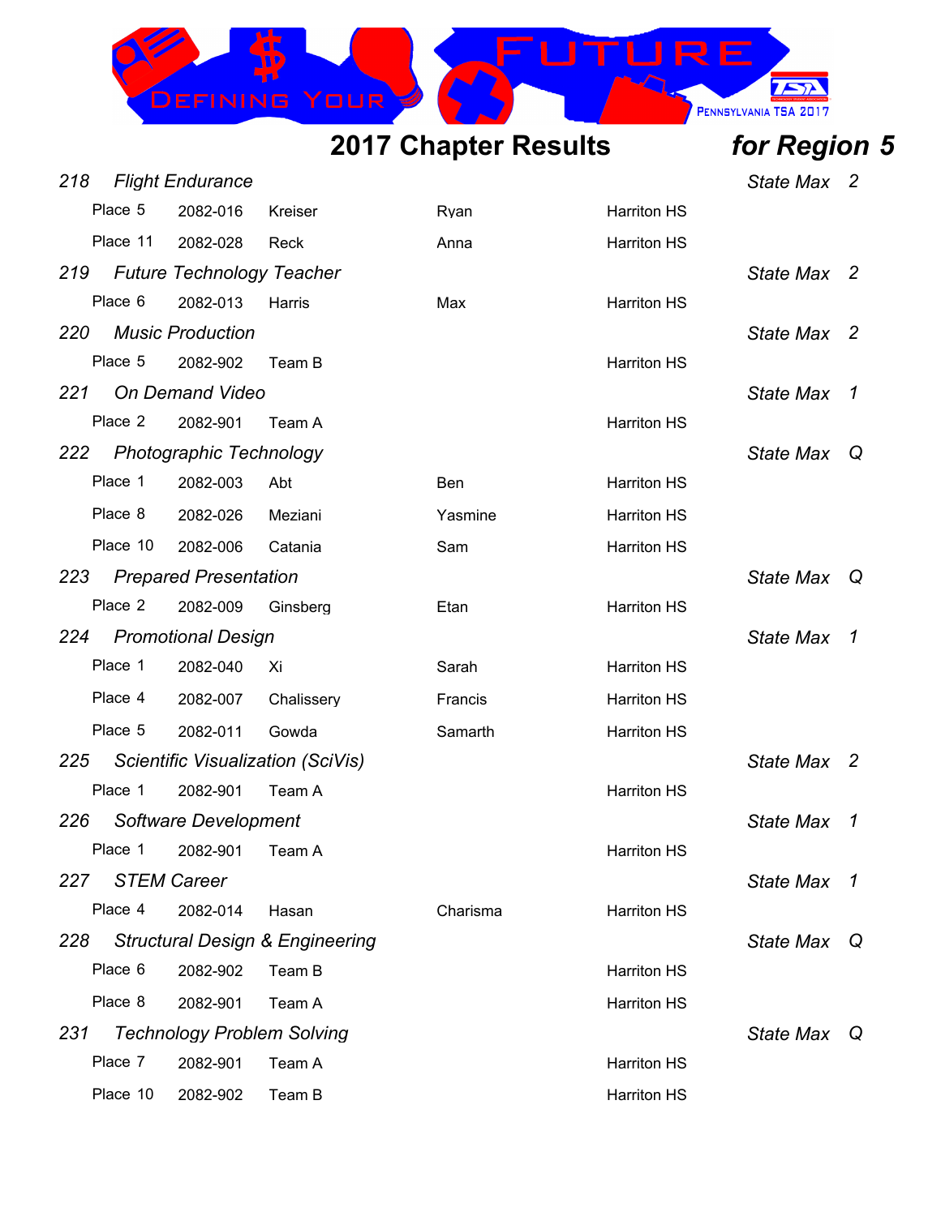## 2017 Chapter Results *for Region 5*

### *218 Flight Endurance* — *State Max 2*

| Place | ID | Last Name | First Name | School |
|---|---|---|---|---|
| Place 5 | 2082-016 | Kreiser | Ryan | Harriton HS |
| Place 11 | 2082-028 | Reck | Anna | Harriton HS |

### *219 Future Technology Teacher* — *State Max 2*

| Place | ID | Last Name | First Name | School |
|---|---|---|---|---|
| Place 6 | 2082-013 | Harris | Max | Harriton HS |

### *220 Music Production* — *State Max 2*

| Place | ID | Last Name | First Name | School |
|---|---|---|---|---|
| Place 5 | 2082-902 | Team B | | Harriton HS |

### *221 On Demand Video* — *State Max 1*

| Place | ID | Last Name | First Name | School |
|---|---|---|---|---|
| Place 2 | 2082-901 | Team A | | Harriton HS |

### *222 Photographic Technology* — *State Max Q*

| Place | ID | Last Name | First Name | School |
|---|---|---|---|---|
| Place 1 | 2082-003 | Abt | Ben | Harriton HS |
| Place 8 | 2082-026 | Meziani | Yasmine | Harriton HS |
| Place 10 | 2082-006 | Catania | Sam | Harriton HS |

### *223 Prepared Presentation* — *State Max Q*

| Place | ID | Last Name | First Name | School |
|---|---|---|---|---|
| Place 2 | 2082-009 | Ginsberg | Etan | Harriton HS |

### *224 Promotional Design* — *State Max 1*

| Place | ID | Last Name | First Name | School |
|---|---|---|---|---|
| Place 1 | 2082-040 | Xi | Sarah | Harriton HS |
| Place 4 | 2082-007 | Chalissery | Francis | Harriton HS |
| Place 5 | 2082-011 | Gowda | Samarth | Harriton HS |

### *225 Scientific Visualization (SciVis)* — *State Max 2*

| Place | ID | Last Name | First Name | School |
|---|---|---|---|---|
| Place 1 | 2082-901 | Team A | | Harriton HS |

### *226 Software Development* — *State Max 1*

| Place | ID | Last Name | First Name | School |
|---|---|---|---|---|
| Place 1 | 2082-901 | Team A | | Harriton HS |

### *227 STEM Career* — *State Max 1*

| Place | ID | Last Name | First Name | School |
|---|---|---|---|---|
| Place 4 | 2082-014 | Hasan | Charisma | Harriton HS |

### *228 Structural Design & Engineering* — *State Max Q*

| Place | ID | Last Name | First Name | School |
|---|---|---|---|---|
| Place 6 | 2082-902 | Team B | | Harriton HS |
| Place 8 | 2082-901 | Team A | | Harriton HS |

### *231 Technology Problem Solving* — *State Max Q*

| Place | ID | Last Name | First Name | School |
|---|---|---|---|---|
| Place 7 | 2082-901 | Team A | | Harriton HS |
| Place 10 | 2082-902 | Team B | | Harriton HS |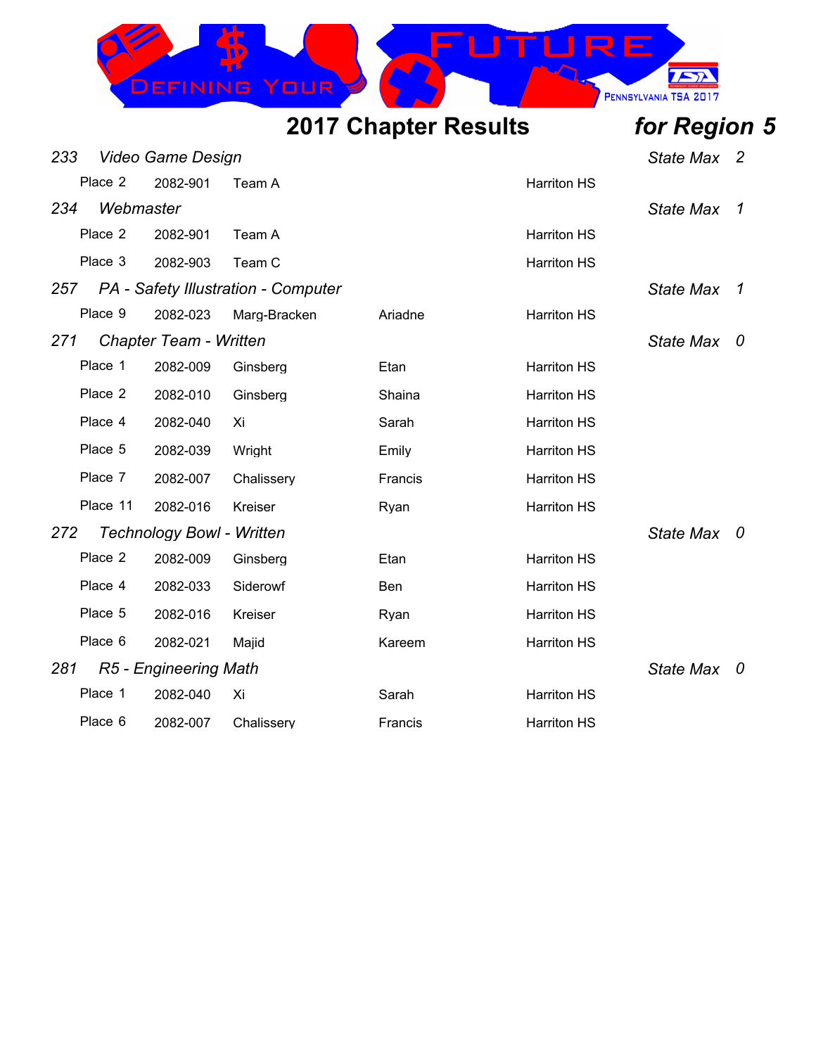# 2017 Chapter Results *for Region 5*

*233 Video Game Design* — *State Max 2*

| Place | ID | Name | First Name | School |
|---|---|---|---|---|
| Place 2 | 2082-901 | Team A | | Harriton HS |

*234 Webmaster* — *State Max 1*

| Place | ID | Name | First Name | School |
|---|---|---|---|---|
| Place 2 | 2082-901 | Team A | | Harriton HS |
| Place 3 | 2082-903 | Team C | | Harriton HS |

*257 PA - Safety Illustration - Computer* — *State Max 1*

| Place | ID | Name | First Name | School |
|---|---|---|---|---|
| Place 9 | 2082-023 | Marg-Bracken | Ariadne | Harriton HS |

*271 Chapter Team - Written* — *State Max 0*

| Place | ID | Name | First Name | School |
|---|---|---|---|---|
| Place 1 | 2082-009 | Ginsberg | Etan | Harriton HS |
| Place 2 | 2082-010 | Ginsberg | Shaina | Harriton HS |
| Place 4 | 2082-040 | Xi | Sarah | Harriton HS |
| Place 5 | 2082-039 | Wright | Emily | Harriton HS |
| Place 7 | 2082-007 | Chalissery | Francis | Harriton HS |
| Place 11 | 2082-016 | Kreiser | Ryan | Harriton HS |

*272 Technology Bowl - Written* — *State Max 0*

| Place | ID | Name | First Name | School |
|---|---|---|---|---|
| Place 2 | 2082-009 | Ginsberg | Etan | Harriton HS |
| Place 4 | 2082-033 | Siderowf | Ben | Harriton HS |
| Place 5 | 2082-016 | Kreiser | Ryan | Harriton HS |
| Place 6 | 2082-021 | Majid | Kareem | Harriton HS |

*281 R5 - Engineering Math* — *State Max 0*

| Place | ID | Name | First Name | School |
|---|---|---|---|---|
| Place 1 | 2082-040 | Xi | Sarah | Harriton HS |
| Place 6 | 2082-007 | Chalissery | Francis | Harriton HS |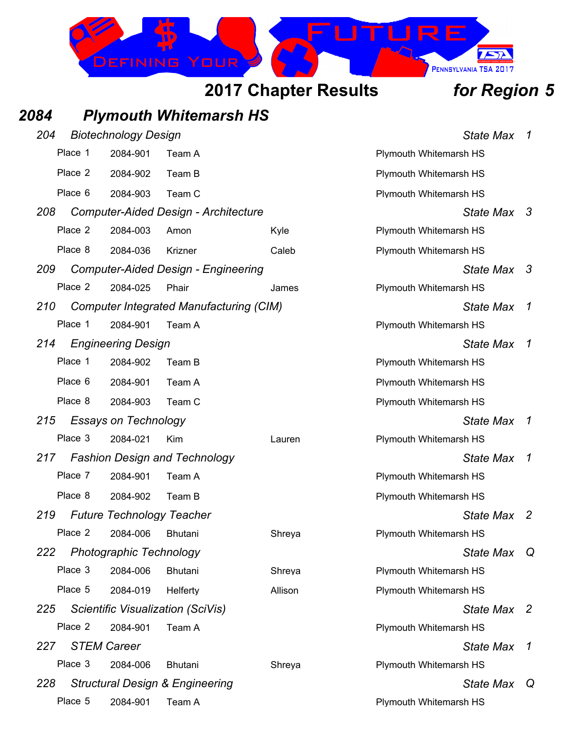## 2017 Chapter Results *for Region 5*

## *2084 Plymouth Whitemarsh HS*

### *204 Biotechnology Design* — *State Max 1*

| Place | ID | Name | First | School |
|---|---|---|---|---|
| Place 1 | 2084-901 | Team A | | Plymouth Whitemarsh HS |
| Place 2 | 2084-902 | Team B | | Plymouth Whitemarsh HS |
| Place 6 | 2084-903 | Team C | | Plymouth Whitemarsh HS |

### *208 Computer-Aided Design - Architecture* — *State Max 3*

| Place | ID | Name | First | School |
|---|---|---|---|---|
| Place 2 | 2084-003 | Amon | Kyle | Plymouth Whitemarsh HS |
| Place 8 | 2084-036 | Krizner | Caleb | Plymouth Whitemarsh HS |

### *209 Computer-Aided Design - Engineering* — *State Max 3*

| Place | ID | Name | First | School |
|---|---|---|---|---|
| Place 2 | 2084-025 | Phair | James | Plymouth Whitemarsh HS |

### *210 Computer Integrated Manufacturing (CIM)* — *State Max 1*

| Place | ID | Name | First | School |
|---|---|---|---|---|
| Place 1 | 2084-901 | Team A | | Plymouth Whitemarsh HS |

### *214 Engineering Design* — *State Max 1*

| Place | ID | Name | First | School |
|---|---|---|---|---|
| Place 1 | 2084-902 | Team B | | Plymouth Whitemarsh HS |
| Place 6 | 2084-901 | Team A | | Plymouth Whitemarsh HS |
| Place 8 | 2084-903 | Team C | | Plymouth Whitemarsh HS |

### *215 Essays on Technology* — *State Max 1*

| Place | ID | Name | First | School |
|---|---|---|---|---|
| Place 3 | 2084-021 | Kim | Lauren | Plymouth Whitemarsh HS |

### *217 Fashion Design and Technology* — *State Max 1*

| Place | ID | Name | First | School |
|---|---|---|---|---|
| Place 7 | 2084-901 | Team A | | Plymouth Whitemarsh HS |
| Place 8 | 2084-902 | Team B | | Plymouth Whitemarsh HS |

### *219 Future Technology Teacher* — *State Max 2*

| Place | ID | Name | First | School |
|---|---|---|---|---|
| Place 2 | 2084-006 | Bhutani | Shreya | Plymouth Whitemarsh HS |

### *222 Photographic Technology* — *State Max Q*

| Place | ID | Name | First | School |
|---|---|---|---|---|
| Place 3 | 2084-006 | Bhutani | Shreya | Plymouth Whitemarsh HS |
| Place 5 | 2084-019 | Helferty | Allison | Plymouth Whitemarsh HS |

### *225 Scientific Visualization (SciVis)* — *State Max 2*

| Place | ID | Name | First | School |
|---|---|---|---|---|
| Place 2 | 2084-901 | Team A | | Plymouth Whitemarsh HS |

### *227 STEM Career* — *State Max 1*

| Place | ID | Name | First | School |
|---|---|---|---|---|
| Place 3 | 2084-006 | Bhutani | Shreya | Plymouth Whitemarsh HS |

### *228 Structural Design & Engineering* — *State Max Q*

| Place | ID | Name | First | School |
|---|---|---|---|---|
| Place 5 | 2084-901 | Team A | | Plymouth Whitemarsh HS |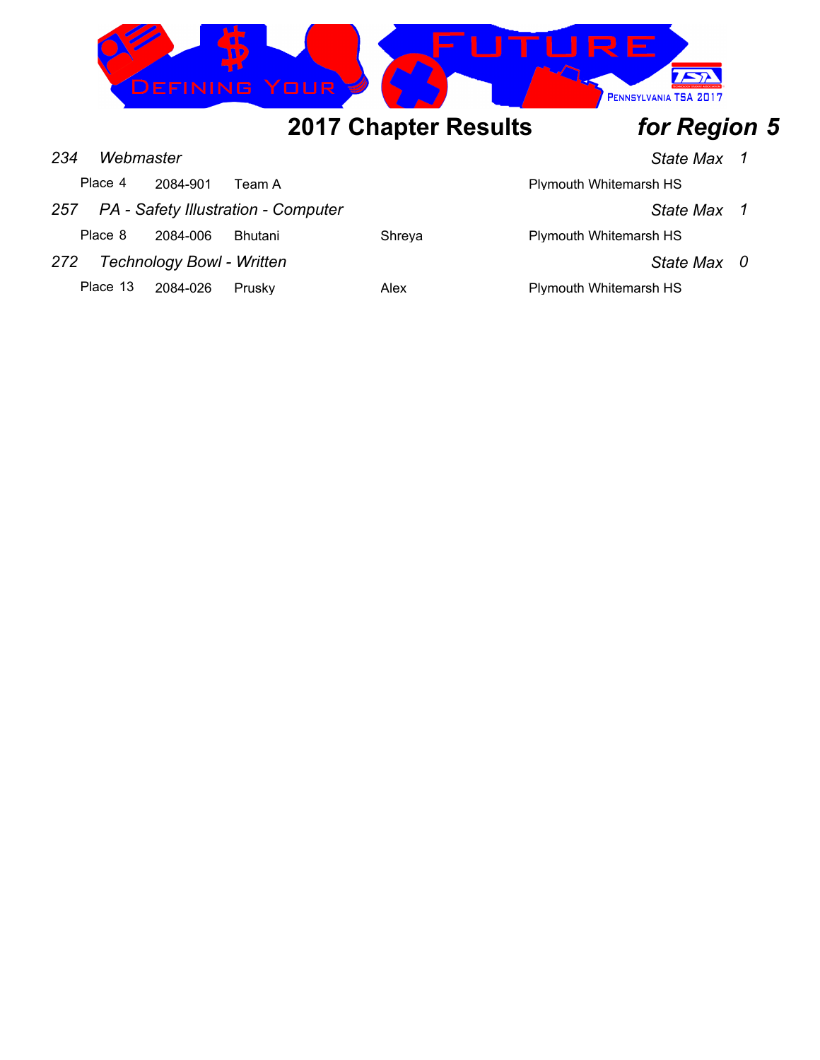## 2017 Chapter Results *for Region 5*

| | | | | | |
|---|---|---|---|---|---|
| *234* | *Webmaster* | | | *State Max* | *1* |
| Place 4 | 2084-901 | Team A | | Plymouth Whitemarsh HS | |
| *257* | *PA - Safety Illustration - Computer* | | | *State Max* | *1* |
| Place 8 | 2084-006 | Bhutani | Shreya | Plymouth Whitemarsh HS | |
| *272* | *Technology Bowl - Written* | | | *State Max* | *0* |
| Place 13 | 2084-026 | Prusky | Alex | Plymouth Whitemarsh HS | |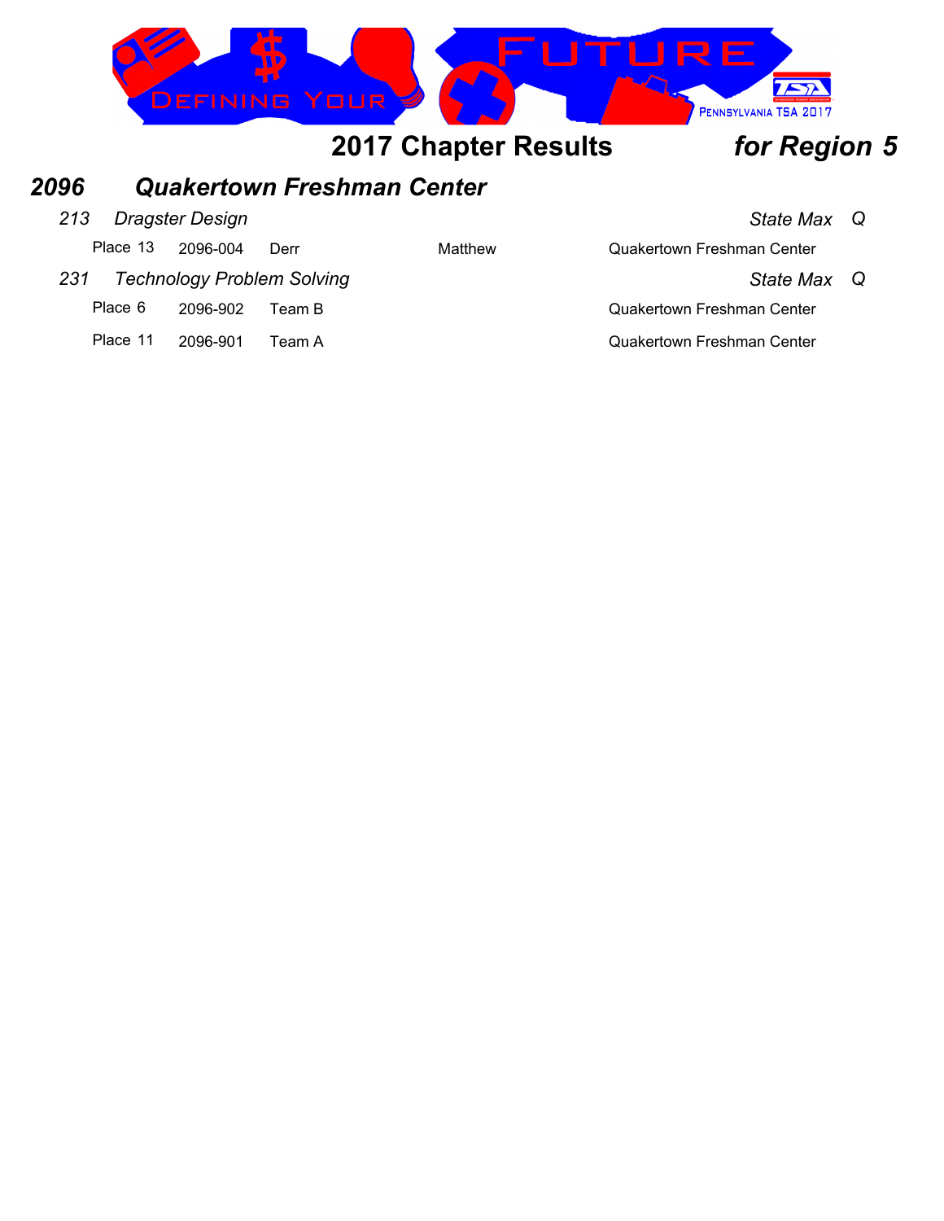## 2017 Chapter Results *for Region 5*

# *2096 Quakertown Freshman Center*

### *213 Dragster Design* — *State Max Q*

| Place | ID | Last Name | First Name | School |
|---|---|---|---|---|
| Place 13 | 2096-004 | Derr | Matthew | Quakertown Freshman Center |

### *231 Technology Problem Solving* — *State Max Q*

| Place | ID | Team | | School |
|---|---|---|---|---|
| Place 6 | 2096-902 | Team B | | Quakertown Freshman Center |
| Place 11 | 2096-901 | Team A | | Quakertown Freshman Center |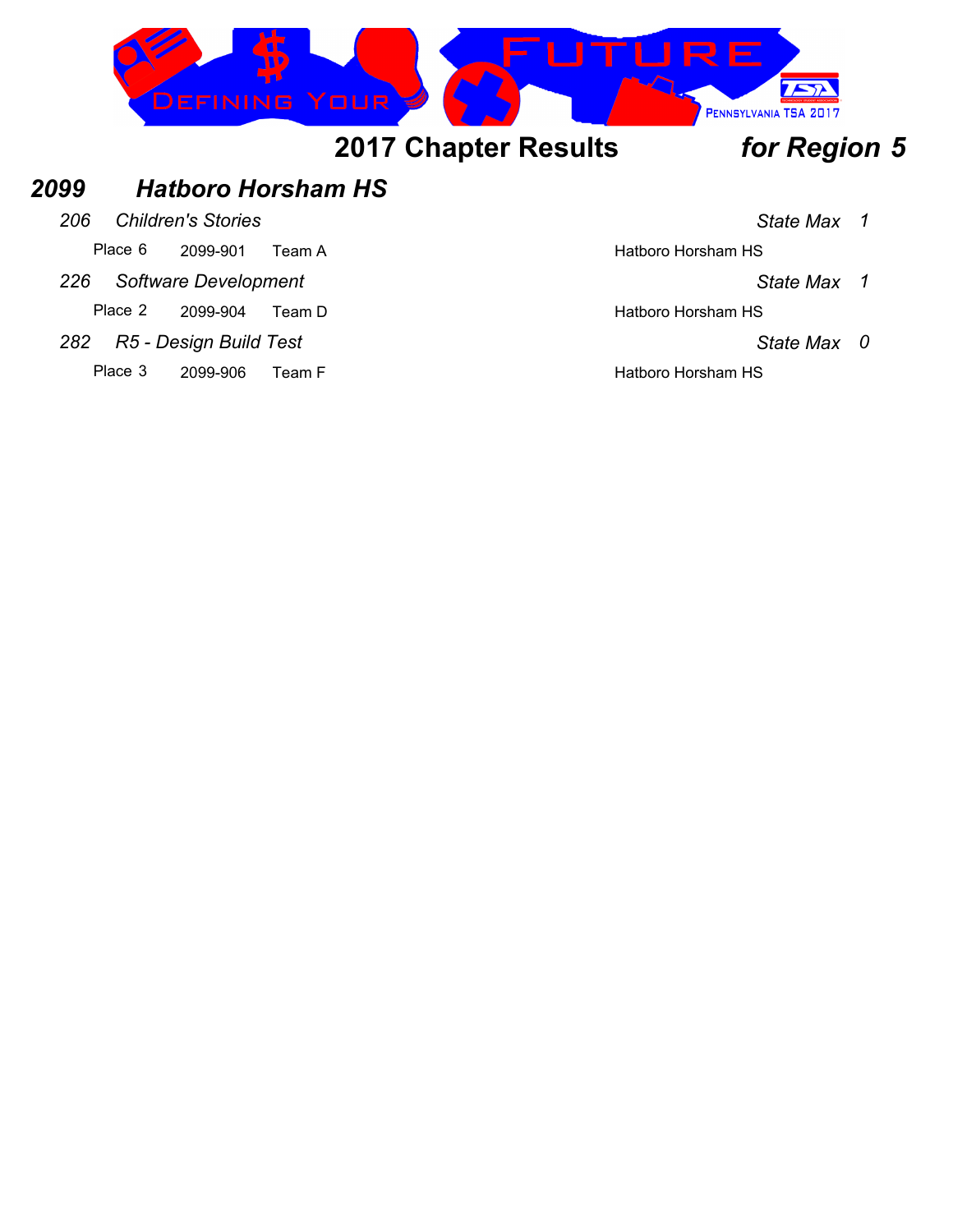# 2017 Chapter Results *for Region 5*

## *2099 Hatboro Horsham HS*

### *206 Children's Stories* — *State Max 1*

| Place | ID | Team | School |
|---|---|---|---|
| Place 6 | 2099-901 | Team A | Hatboro Horsham HS |

### *226 Software Development* — *State Max 1*

| Place | ID | Team | School |
|---|---|---|---|
| Place 2 | 2099-904 | Team D | Hatboro Horsham HS |

### *282 R5 - Design Build Test* — *State Max 0*

| Place | ID | Team | School |
|---|---|---|---|
| Place 3 | 2099-906 | Team F | Hatboro Horsham HS |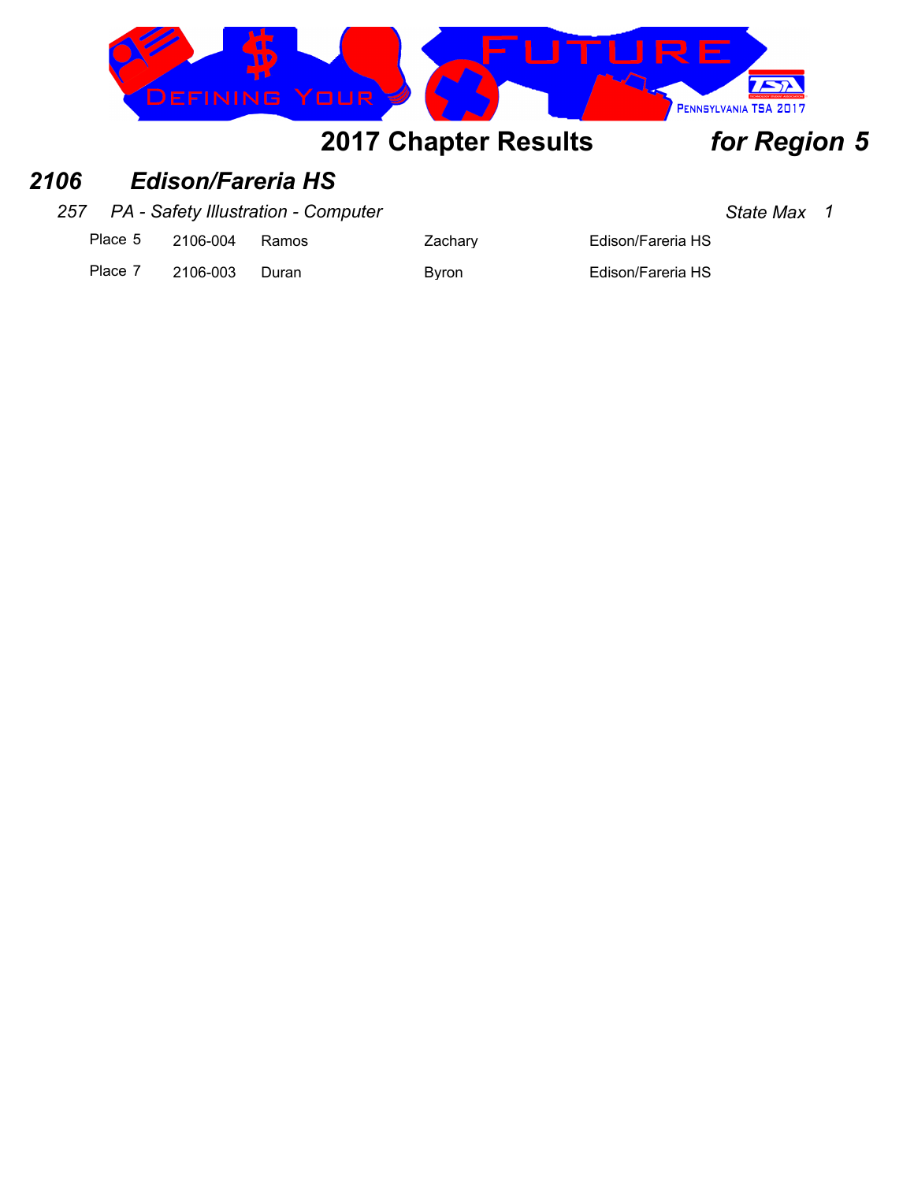# 2017 Chapter Results *for Region 5*

## *2106 Edison/Fareria HS*

### *257 PA - Safety Illustration - Computer* — *State Max 1*

| Place | ID | Last Name | First Name | School |
|---|---|---|---|---|
| Place 5 | 2106-004 | Ramos | Zachary | Edison/Fareria HS |
| Place 7 | 2106-003 | Duran | Byron | Edison/Fareria HS |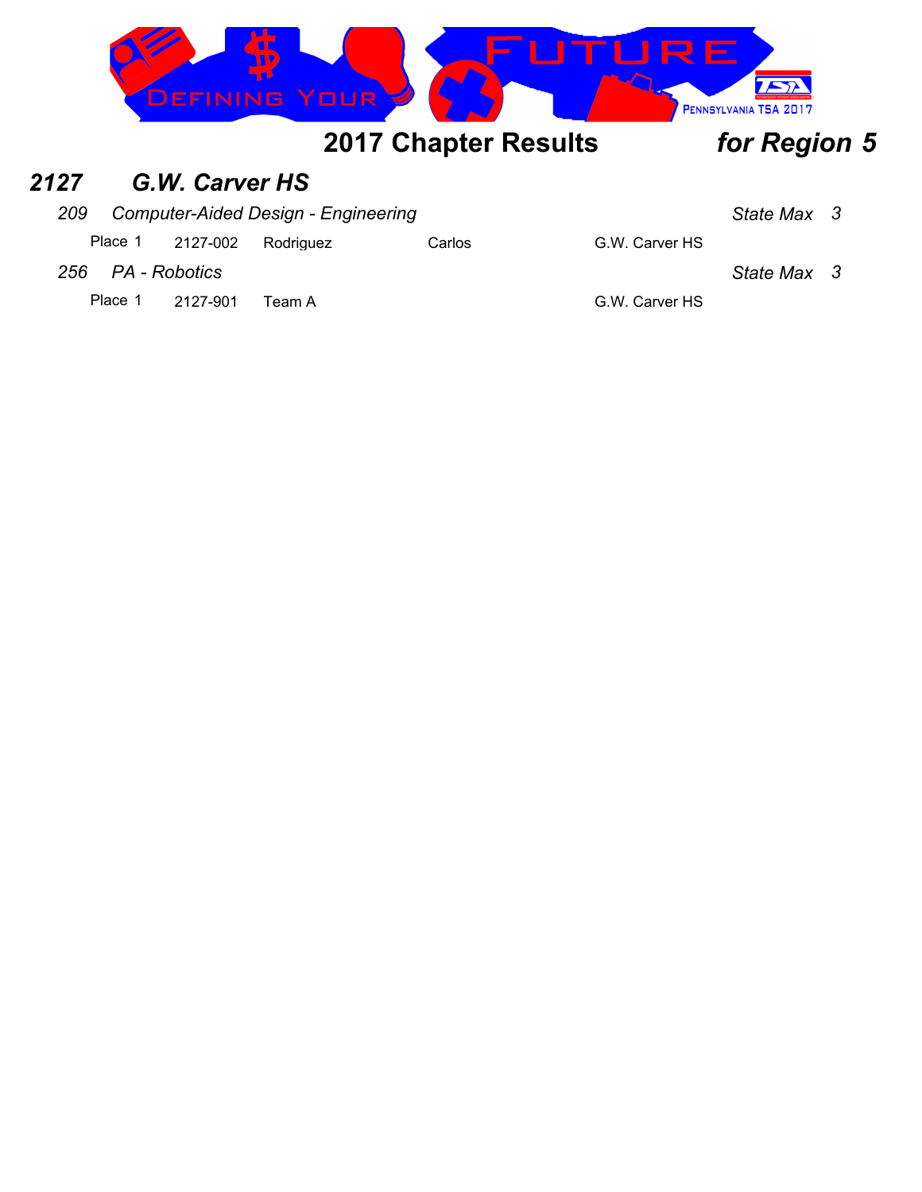# 2017 Chapter Results *for Region 5*

## *2127 G.W. Carver HS*

### *209 Computer-Aided Design - Engineering* — *State Max 3*

| Place | ID | Last Name | First Name | School |
|---|---|---|---|---|
| Place 1 | 2127-002 | Rodriguez | Carlos | G.W. Carver HS |

### *256 PA - Robotics* — *State Max 3*

| Place | ID | Team | | School |
|---|---|---|---|---|
| Place 1 | 2127-901 | Team A | | G.W. Carver HS |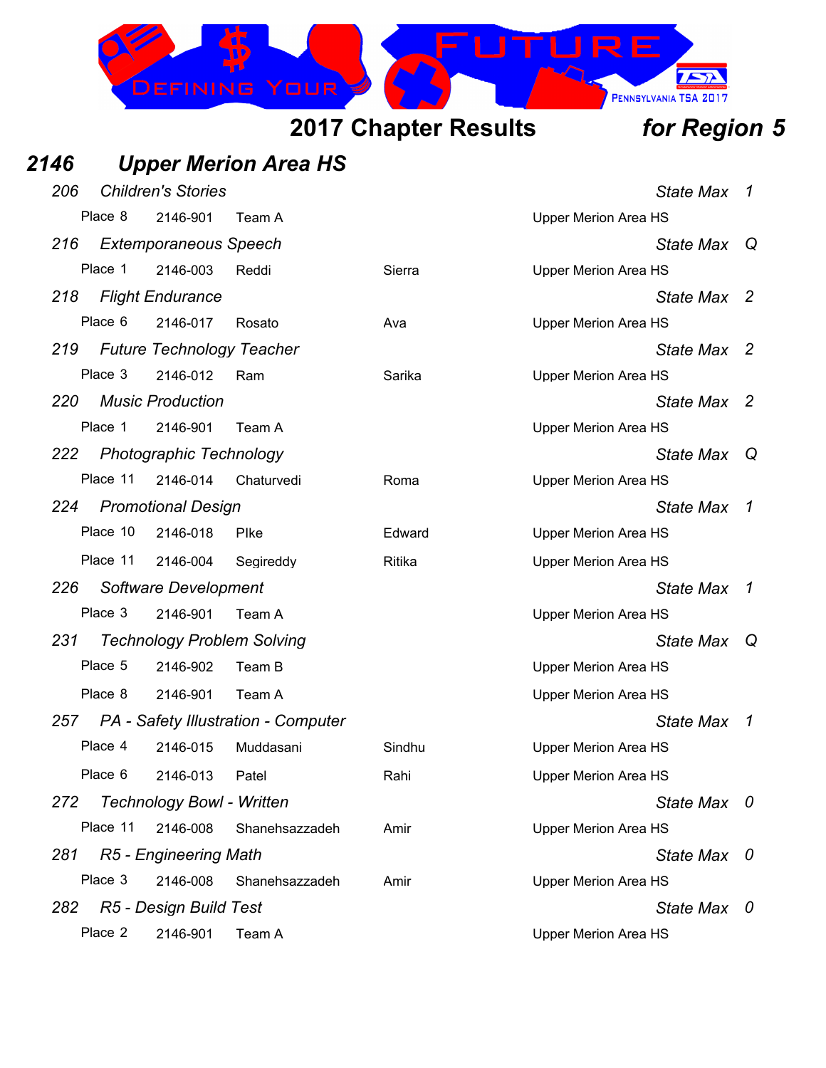## 2017 Chapter Results *for Region 5*

### *2146 Upper Merion Area HS*

| Event / Place | ID | Last Name | First Name | School | |
|---|---|---|---|---|---|
| ***206 Children's Stories*** | | | | | *State Max 1* |
| Place 8 | 2146-901 | Team A | | Upper Merion Area HS | |
| ***216 Extemporaneous Speech*** | | | | | *State Max Q* |
| Place 1 | 2146-003 | Reddi | Sierra | Upper Merion Area HS | |
| ***218 Flight Endurance*** | | | | | *State Max 2* |
| Place 6 | 2146-017 | Rosato | Ava | Upper Merion Area HS | |
| ***219 Future Technology Teacher*** | | | | | *State Max 2* |
| Place 3 | 2146-012 | Ram | Sarika | Upper Merion Area HS | |
| ***220 Music Production*** | | | | | *State Max 2* |
| Place 1 | 2146-901 | Team A | | Upper Merion Area HS | |
| ***222 Photographic Technology*** | | | | | *State Max Q* |
| Place 11 | 2146-014 | Chaturvedi | Roma | Upper Merion Area HS | |
| ***224 Promotional Design*** | | | | | *State Max 1* |
| Place 10 | 2146-018 | PIke | Edward | Upper Merion Area HS | |
| Place 11 | 2146-004 | Segireddy | Ritika | Upper Merion Area HS | |
| ***226 Software Development*** | | | | | *State Max 1* |
| Place 3 | 2146-901 | Team A | | Upper Merion Area HS | |
| ***231 Technology Problem Solving*** | | | | | *State Max Q* |
| Place 5 | 2146-902 | Team B | | Upper Merion Area HS | |
| Place 8 | 2146-901 | Team A | | Upper Merion Area HS | |
| ***257 PA - Safety Illustration - Computer*** | | | | | *State Max 1* |
| Place 4 | 2146-015 | Muddasani | Sindhu | Upper Merion Area HS | |
| Place 6 | 2146-013 | Patel | Rahi | Upper Merion Area HS | |
| ***272 Technology Bowl - Written*** | | | | | *State Max 0* |
| Place 11 | 2146-008 | Shanehsazzadeh | Amir | Upper Merion Area HS | |
| ***281 R5 - Engineering Math*** | | | | | *State Max 0* |
| Place 3 | 2146-008 | Shanehsazzadeh | Amir | Upper Merion Area HS | |
| ***282 R5 - Design Build Test*** | | | | | *State Max 0* |
| Place 2 | 2146-901 | Team A | | Upper Merion Area HS | |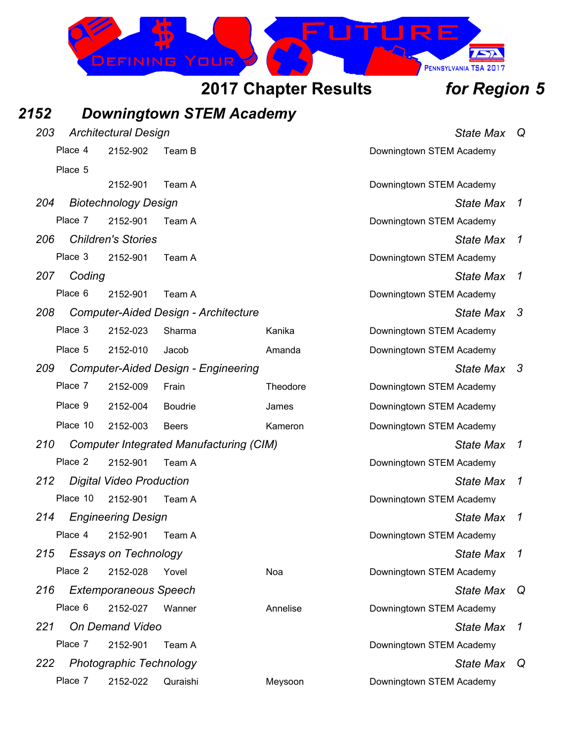# 2017 Chapter Results *for Region 5*

## *2152 Downingtown STEM Academy*

### *203 Architectural Design* — *State Max Q*

| Place | ID | Name | First | School |
|---|---|---|---|---|
| Place 4 | 2152-902 | Team B | | Downingtown STEM Academy |
| Place 5 | 2152-901 | Team A | | Downingtown STEM Academy |

### *204 Biotechnology Design* — *State Max 1*

| Place | ID | Name | First | School |
|---|---|---|---|---|
| Place 7 | 2152-901 | Team A | | Downingtown STEM Academy |

### *206 Children's Stories* — *State Max 1*

| Place | ID | Name | First | School |
|---|---|---|---|---|
| Place 3 | 2152-901 | Team A | | Downingtown STEM Academy |

### *207 Coding* — *State Max 1*

| Place | ID | Name | First | School |
|---|---|---|---|---|
| Place 6 | 2152-901 | Team A | | Downingtown STEM Academy |

### *208 Computer-Aided Design - Architecture* — *State Max 3*

| Place | ID | Name | First | School |
|---|---|---|---|---|
| Place 3 | 2152-023 | Sharma | Kanika | Downingtown STEM Academy |
| Place 5 | 2152-010 | Jacob | Amanda | Downingtown STEM Academy |

### *209 Computer-Aided Design - Engineering* — *State Max 3*

| Place | ID | Name | First | School |
|---|---|---|---|---|
| Place 7 | 2152-009 | Frain | Theodore | Downingtown STEM Academy |
| Place 9 | 2152-004 | Boudrie | James | Downingtown STEM Academy |
| Place 10 | 2152-003 | Beers | Kameron | Downingtown STEM Academy |

### *210 Computer Integrated Manufacturing (CIM)* — *State Max 1*

| Place | ID | Name | First | School |
|---|---|---|---|---|
| Place 2 | 2152-901 | Team A | | Downingtown STEM Academy |

### *212 Digital Video Production* — *State Max 1*

| Place | ID | Name | First | School |
|---|---|---|---|---|
| Place 10 | 2152-901 | Team A | | Downingtown STEM Academy |

### *214 Engineering Design* — *State Max 1*

| Place | ID | Name | First | School |
|---|---|---|---|---|
| Place 4 | 2152-901 | Team A | | Downingtown STEM Academy |

### *215 Essays on Technology* — *State Max 1*

| Place | ID | Name | First | School |
|---|---|---|---|---|
| Place 2 | 2152-028 | Yovel | Noa | Downingtown STEM Academy |

### *216 Extemporaneous Speech* — *State Max Q*

| Place | ID | Name | First | School |
|---|---|---|---|---|
| Place 6 | 2152-027 | Wanner | Annelise | Downingtown STEM Academy |

### *221 On Demand Video* — *State Max 1*

| Place | ID | Name | First | School |
|---|---|---|---|---|
| Place 7 | 2152-901 | Team A | | Downingtown STEM Academy |

### *222 Photographic Technology* — *State Max Q*

| Place | ID | Name | First | School |
|---|---|---|---|---|
| Place 7 | 2152-022 | Quraishi | Meysoon | Downingtown STEM Academy |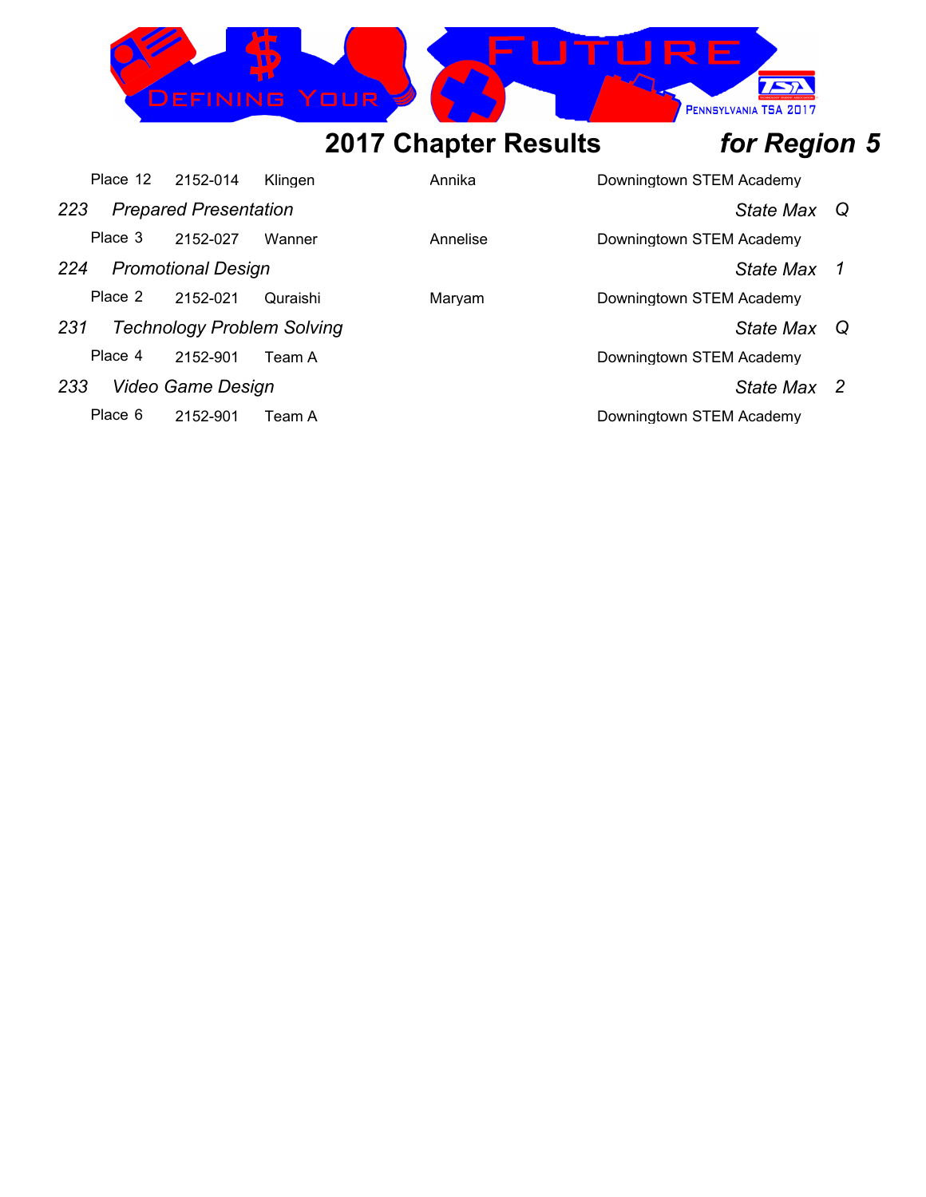## 2017 Chapter Results *for Region 5*

| | | | | |
|---|---|---|---|---|
| Place 12 | 2152-014 | Klingen | Annika | Downingtown STEM Academy |

*223 Prepared Presentation* — *State Max Q*

| | | | | |
|---|---|---|---|---|
| Place 3 | 2152-027 | Wanner | Annelise | Downingtown STEM Academy |

*224 Promotional Design* — *State Max 1*

| | | | | |
|---|---|---|---|---|
| Place 2 | 2152-021 | Quraishi | Maryam | Downingtown STEM Academy |

*231 Technology Problem Solving* — *State Max Q*

| | | | | |
|---|---|---|---|---|
| Place 4 | 2152-901 | Team A | | Downingtown STEM Academy |

*233 Video Game Design* — *State Max 2*

| | | | | |
|---|---|---|---|---|
| Place 6 | 2152-901 | Team A | | Downingtown STEM Academy |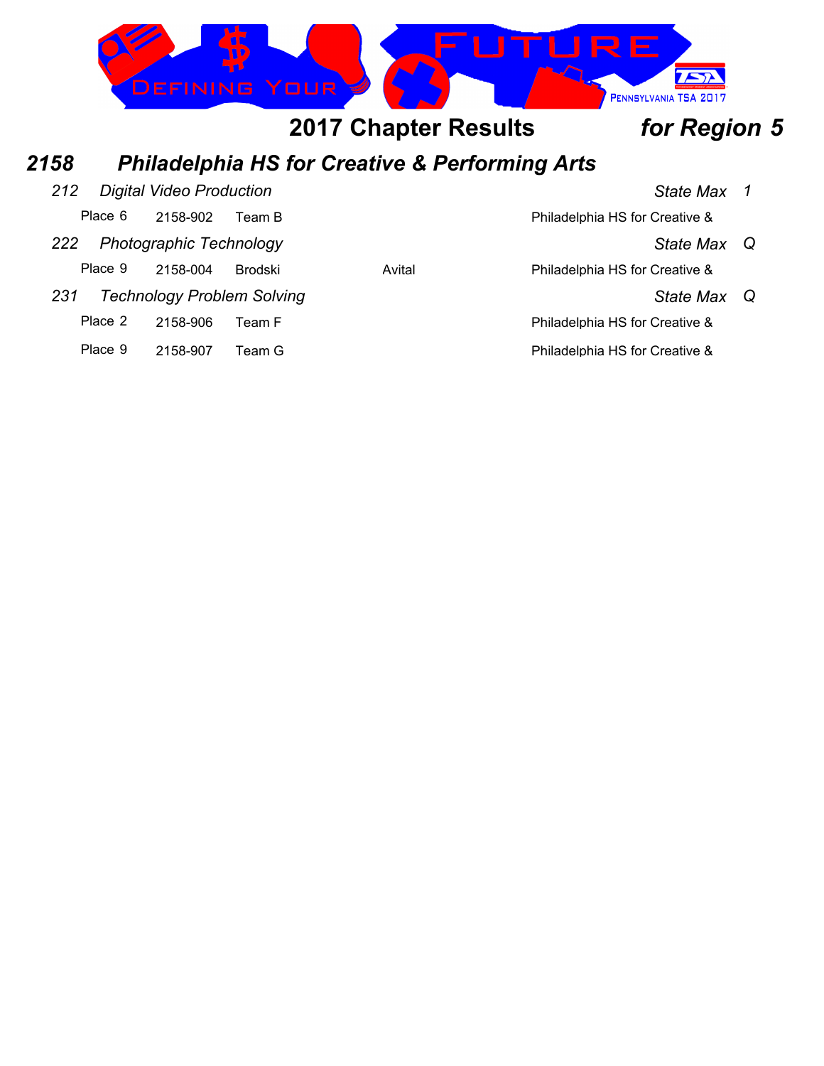## 2017 Chapter Results *for Region 5*

### *2158 Philadelphia HS for Creative & Performing Arts*

*212 Digital Video Production* — *State Max 1*

| Place | ID | Name | | School |
|---|---|---|---|---|
| Place 6 | 2158-902 | Team B | | Philadelphia HS for Creative & |

*222 Photographic Technology* — *State Max Q*

| Place | ID | Name | | School |
|---|---|---|---|---|
| Place 9 | 2158-004 | Brodski | Avital | Philadelphia HS for Creative & |

*231 Technology Problem Solving* — *State Max Q*

| Place | ID | Name | | School |
|---|---|---|---|---|
| Place 2 | 2158-906 | Team F | | Philadelphia HS for Creative & |
| Place 9 | 2158-907 | Team G | | Philadelphia HS for Creative & |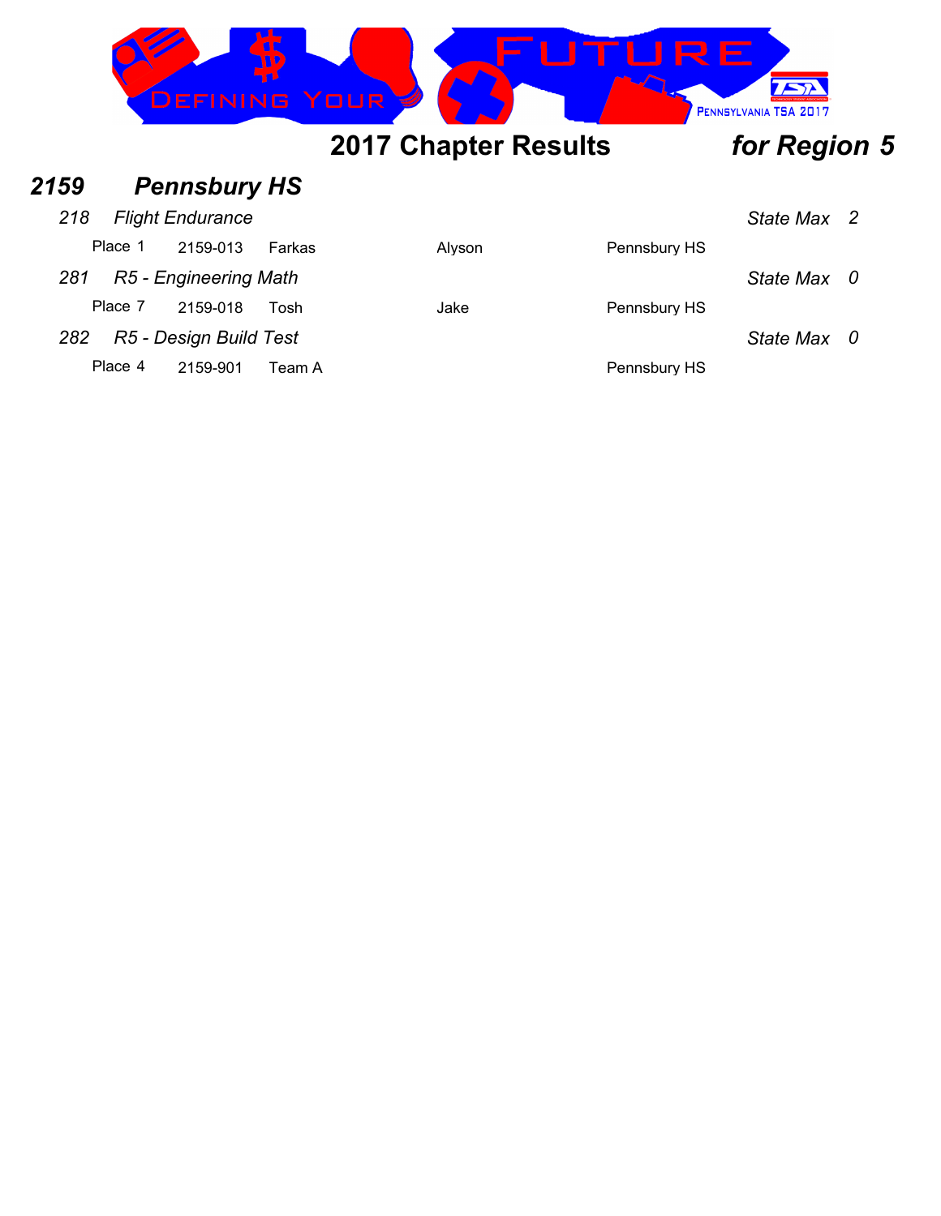## 2017 Chapter Results *for Region 5*

## *2159 Pennsbury HS*

### *218 Flight Endurance* — *State Max 2*

| Place | ID | Last Name | First Name | School |
|---|---|---|---|---|
| Place 1 | 2159-013 | Farkas | Alyson | Pennsbury HS |

### *281 R5 - Engineering Math* — *State Max 0*

| Place | ID | Last Name | First Name | School |
|---|---|---|---|---|
| Place 7 | 2159-018 | Tosh | Jake | Pennsbury HS |

### *282 R5 - Design Build Test* — *State Max 0*

| Place | ID | Last Name | First Name | School |
|---|---|---|---|---|
| Place 4 | 2159-901 | Team A | | Pennsbury HS |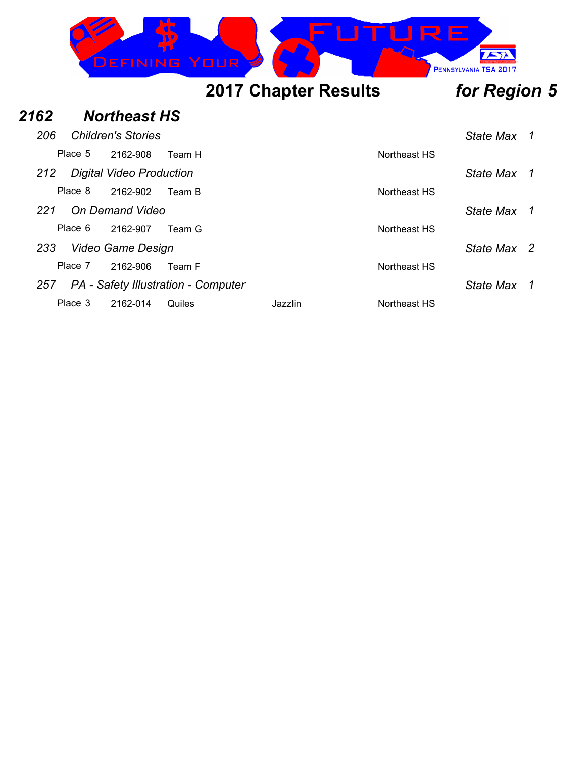# 2017 Chapter Results *for Region 5*

## *2162 Northeast HS*

### *206 Children's Stories* — *State Max 1*

| Place | ID | Name | First Name | School |
|---|---|---|---|---|
| Place 5 | 2162-908 | Team H | | Northeast HS |

### *212 Digital Video Production* — *State Max 1*

| Place | ID | Name | First Name | School |
|---|---|---|---|---|
| Place 8 | 2162-902 | Team B | | Northeast HS |

### *221 On Demand Video* — *State Max 1*

| Place | ID | Name | First Name | School |
|---|---|---|---|---|
| Place 6 | 2162-907 | Team G | | Northeast HS |

### *233 Video Game Design* — *State Max 2*

| Place | ID | Name | First Name | School |
|---|---|---|---|---|
| Place 7 | 2162-906 | Team F | | Northeast HS |

### *257 PA - Safety Illustration - Computer* — *State Max 1*

| Place | ID | Name | First Name | School |
|---|---|---|---|---|
| Place 3 | 2162-014 | Quiles | Jazzlin | Northeast HS |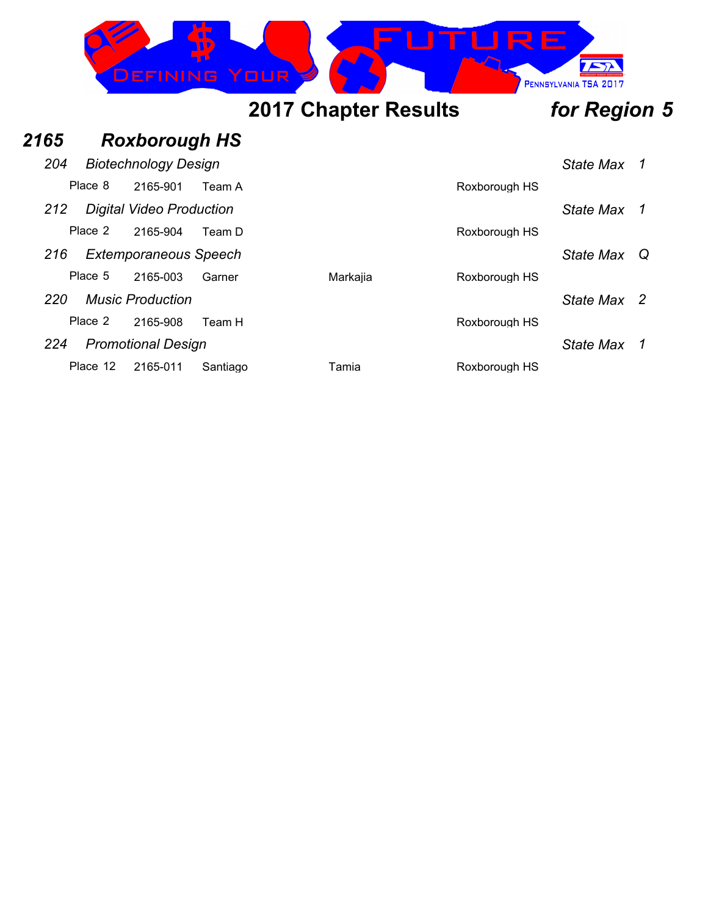## 2017 Chapter Results *for Region 5*

### *2165 Roxborough HS*

*204 Biotechnology Design* — *State Max 1*

| Place | ID | Name | First Name | School |
|---|---|---|---|---|
| Place 8 | 2165-901 | Team A | | Roxborough HS |

*212 Digital Video Production* — *State Max 1*

| Place | ID | Name | First Name | School |
|---|---|---|---|---|
| Place 2 | 2165-904 | Team D | | Roxborough HS |

*216 Extemporaneous Speech* — *State Max Q*

| Place | ID | Name | First Name | School |
|---|---|---|---|---|
| Place 5 | 2165-003 | Garner | Markajia | Roxborough HS |

*220 Music Production* — *State Max 2*

| Place | ID | Name | First Name | School |
|---|---|---|---|---|
| Place 2 | 2165-908 | Team H | | Roxborough HS |

*224 Promotional Design* — *State Max 1*

| Place | ID | Name | First Name | School |
|---|---|---|---|---|
| Place 12 | 2165-011 | Santiago | Tamia | Roxborough HS |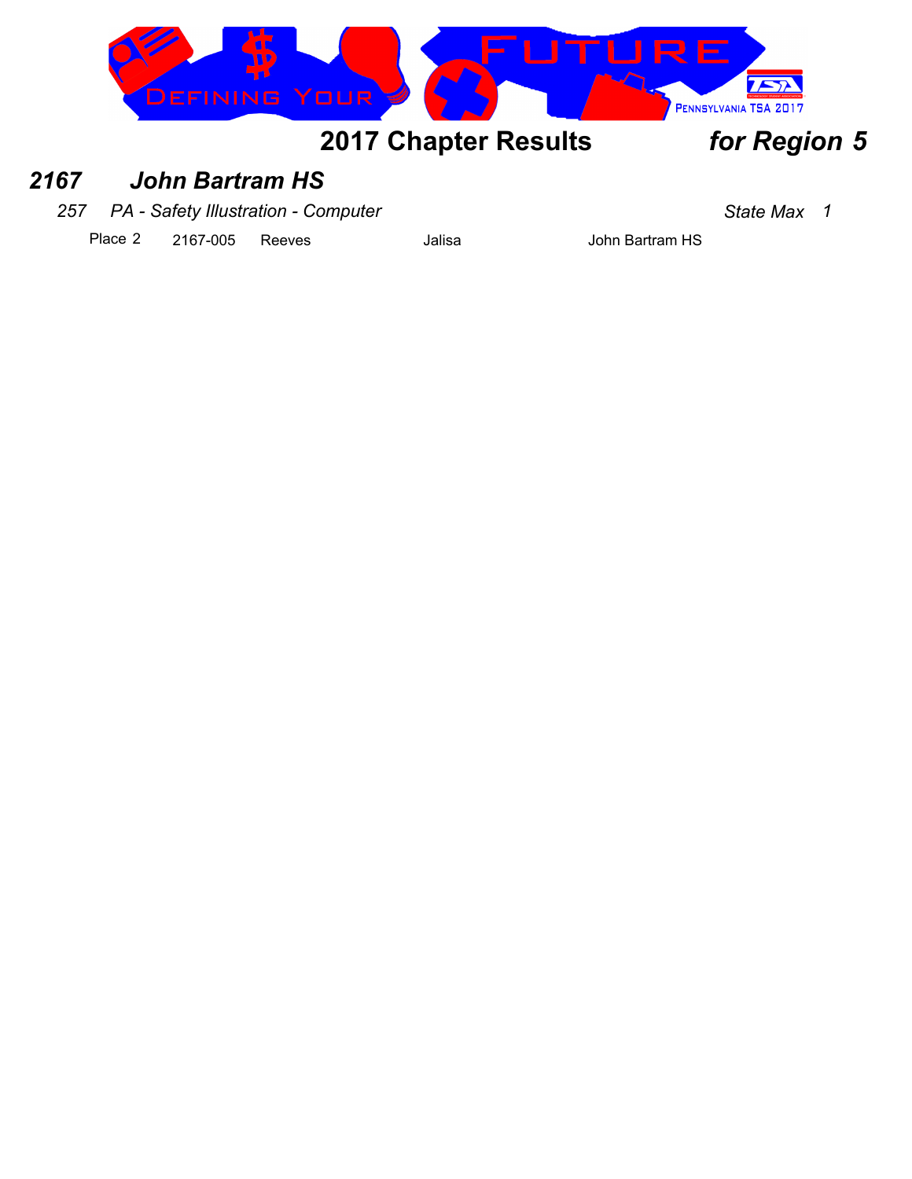## 2017 Chapter Results *for Region 5*

### *2167 John Bartram HS*

*257 PA - Safety Illustration - Computer* *State Max 1*

| Place | ID | Last Name | First Name | School |
|---|---|---|---|---|
| Place 2 | 2167-005 | Reeves | Jalisa | John Bartram HS |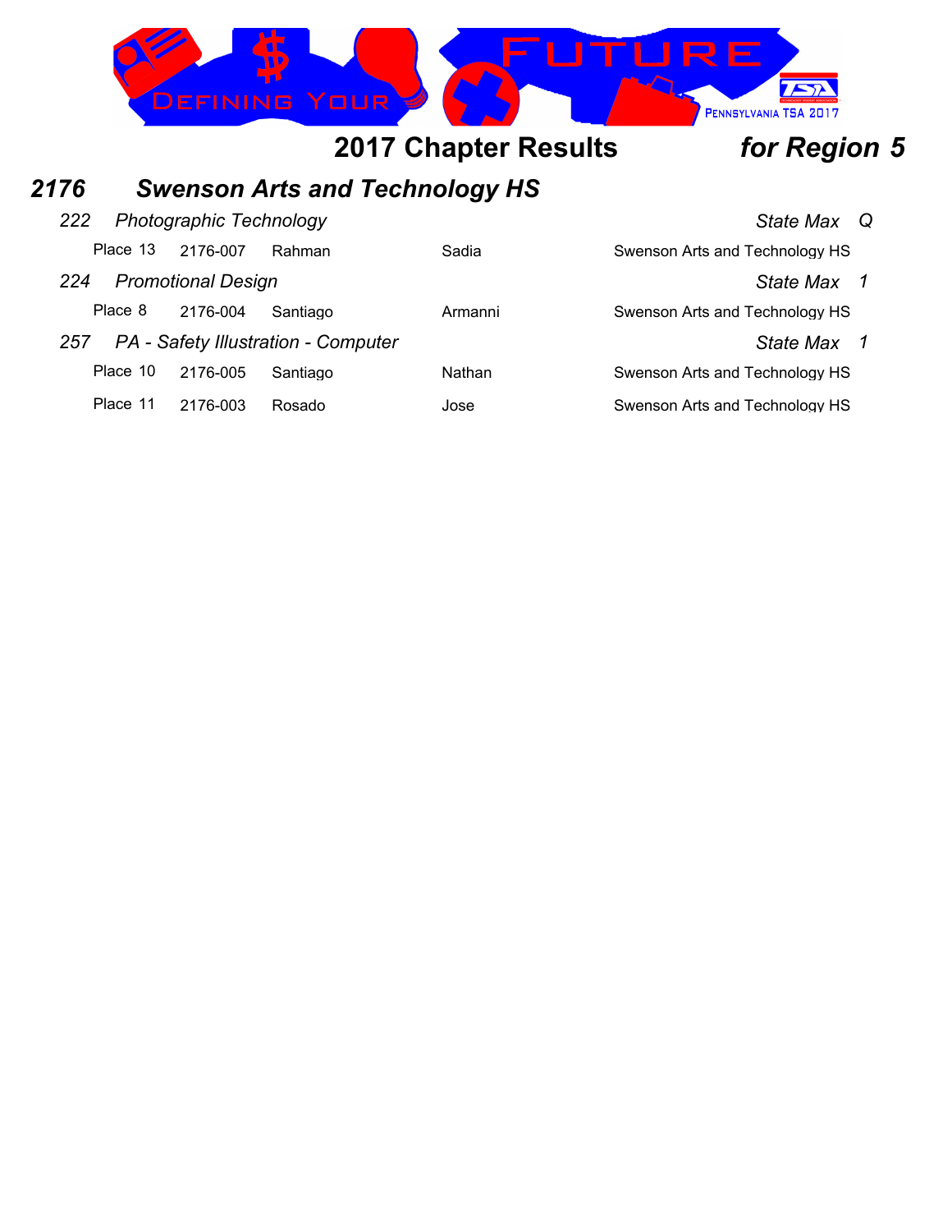## 2017 Chapter Results *for Region 5*

### *2176 Swenson Arts and Technology HS*

*222 Photographic Technology* — *State Max Q*

| Place | ID | Last Name | First Name | School |
|---|---|---|---|---|
| Place 13 | 2176-007 | Rahman | Sadia | Swenson Arts and Technology HS |

*224 Promotional Design* — *State Max 1*

| Place | ID | Last Name | First Name | School |
|---|---|---|---|---|
| Place 8 | 2176-004 | Santiago | Armanni | Swenson Arts and Technology HS |

*257 PA - Safety Illustration - Computer* — *State Max 1*

| Place | ID | Last Name | First Name | School |
|---|---|---|---|---|
| Place 10 | 2176-005 | Santiago | Nathan | Swenson Arts and Technology HS |
| Place 11 | 2176-003 | Rosado | Jose | Swenson Arts and Technology HS |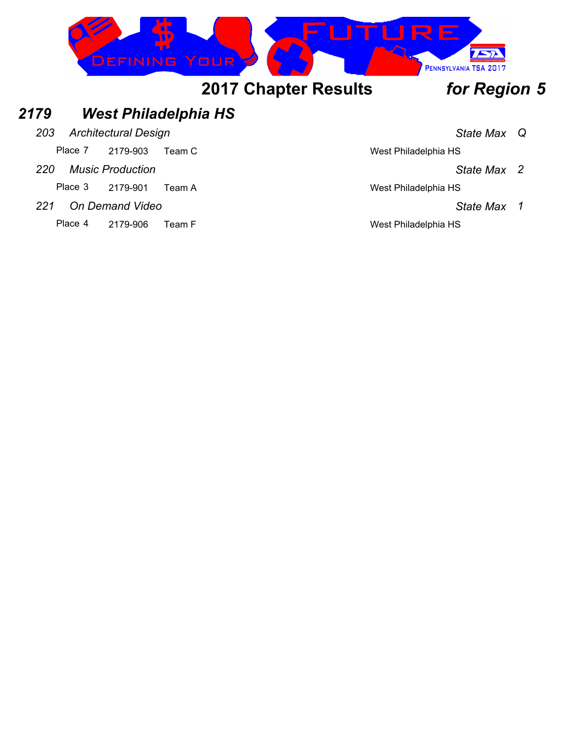## 2017 Chapter Results *for Region 5*

### *2179 West Philadelphia HS*

*203 Architectural Design* — *State Max Q*

| Place | ID | Team | School |
|---|---|---|---|
| Place 7 | 2179-903 | Team C | West Philadelphia HS |

*220 Music Production* — *State Max 2*

| Place | ID | Team | School |
|---|---|---|---|
| Place 3 | 2179-901 | Team A | West Philadelphia HS |

*221 On Demand Video* — *State Max 1*

| Place | ID | Team | School |
|---|---|---|---|
| Place 4 | 2179-906 | Team F | West Philadelphia HS |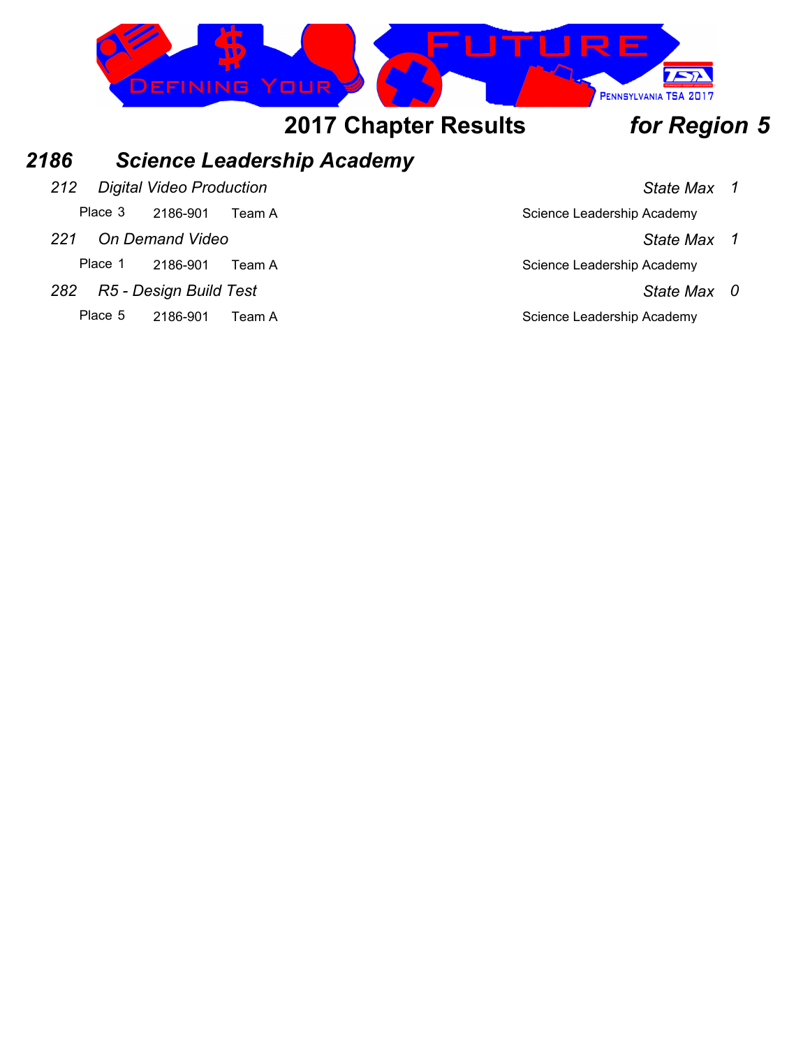## 2017 Chapter Results *for Region 5*

### *2186 Science Leadership Academy*

*212 Digital Video Production* — *State Max 1*

Place 3 — 2186-901 — Team A — Science Leadership Academy

*221 On Demand Video* — *State Max 1*

Place 1 — 2186-901 — Team A — Science Leadership Academy

*282 R5 - Design Build Test* — *State Max 0*

Place 5 — 2186-901 — Team A — Science Leadership Academy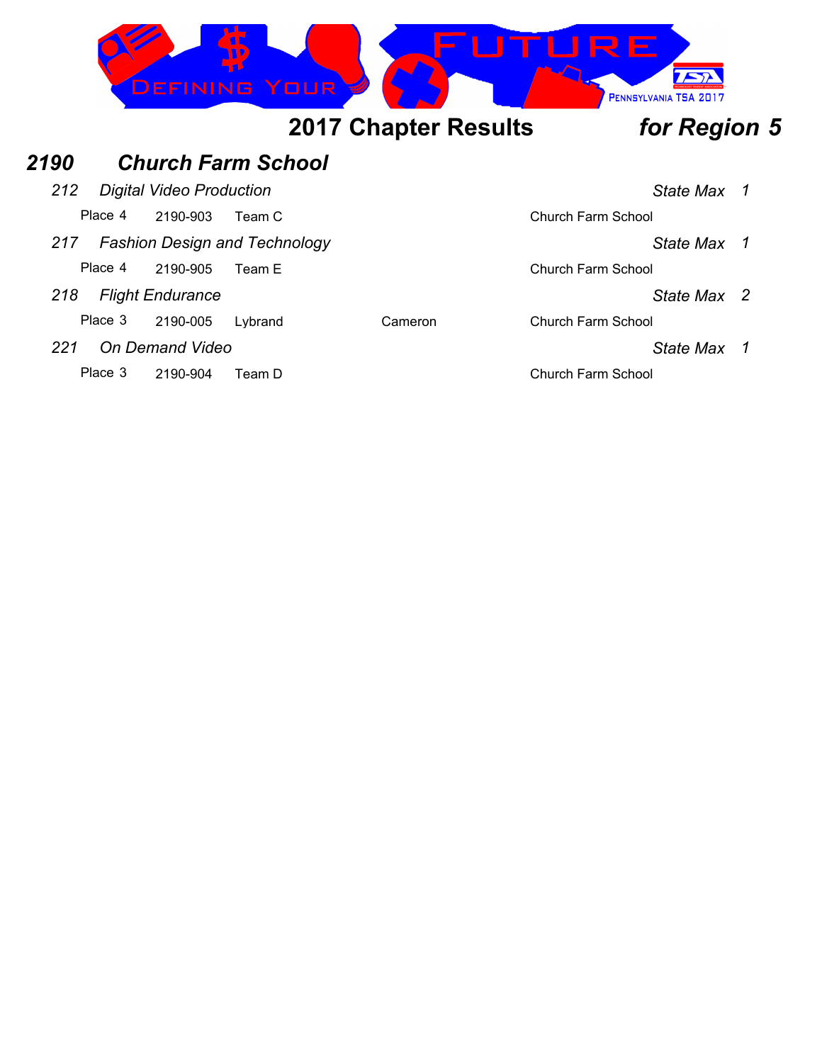# 2017 Chapter Results *for Region 5*

## *2190 Church Farm School*

*212 Digital Video Production* *State Max 1*

| Place | ID | Name | | School |
|---|---|---|---|---|
| Place 4 | 2190-903 | Team C | | Church Farm School |

*217 Fashion Design and Technology* *State Max 1*

| Place | ID | Name | | School |
|---|---|---|---|---|
| Place 4 | 2190-905 | Team E | | Church Farm School |

*218 Flight Endurance* *State Max 2*

| Place | ID | Name | | School |
|---|---|---|---|---|
| Place 3 | 2190-005 | Lybrand | Cameron | Church Farm School |

*221 On Demand Video* *State Max 1*

| Place | ID | Name | | School |
|---|---|---|---|---|
| Place 3 | 2190-904 | Team D | | Church Farm School |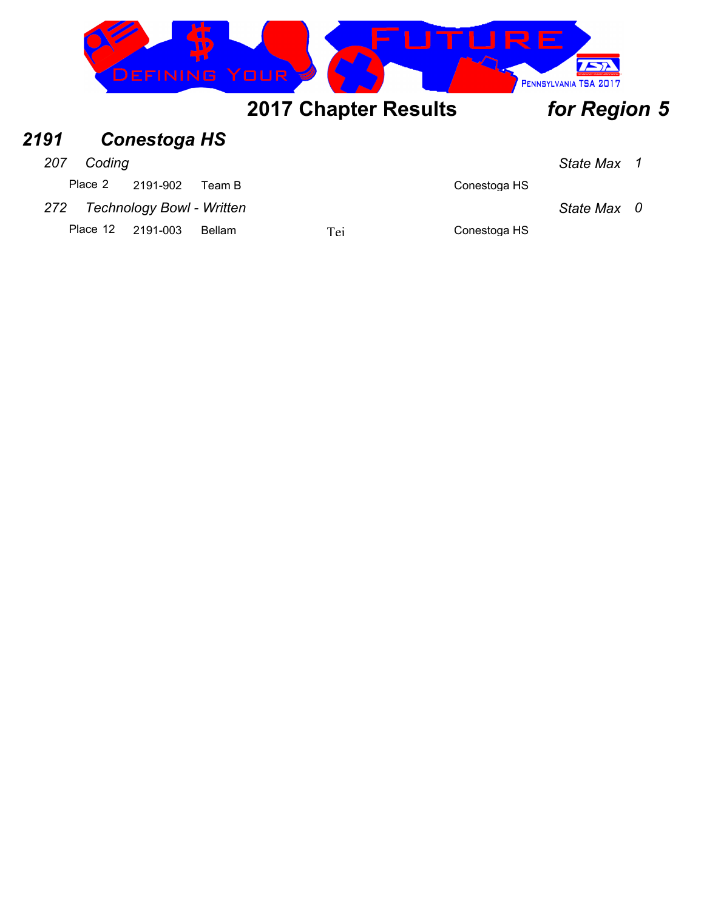# 2017 Chapter Results *for Region 5*

## *2191 Conestoga HS*

### *207 Coding* — *State Max 1*

| Place | ID | Name | | School |
|---|---|---|---|---|
| Place 2 | 2191-902 | Team B | | Conestoga HS |

### *272 Technology Bowl - Written* — *State Max 0*

| Place | ID | Name | | School |
|---|---|---|---|---|
| Place 12 | 2191-003 | Bellam | Tei | Conestoga HS |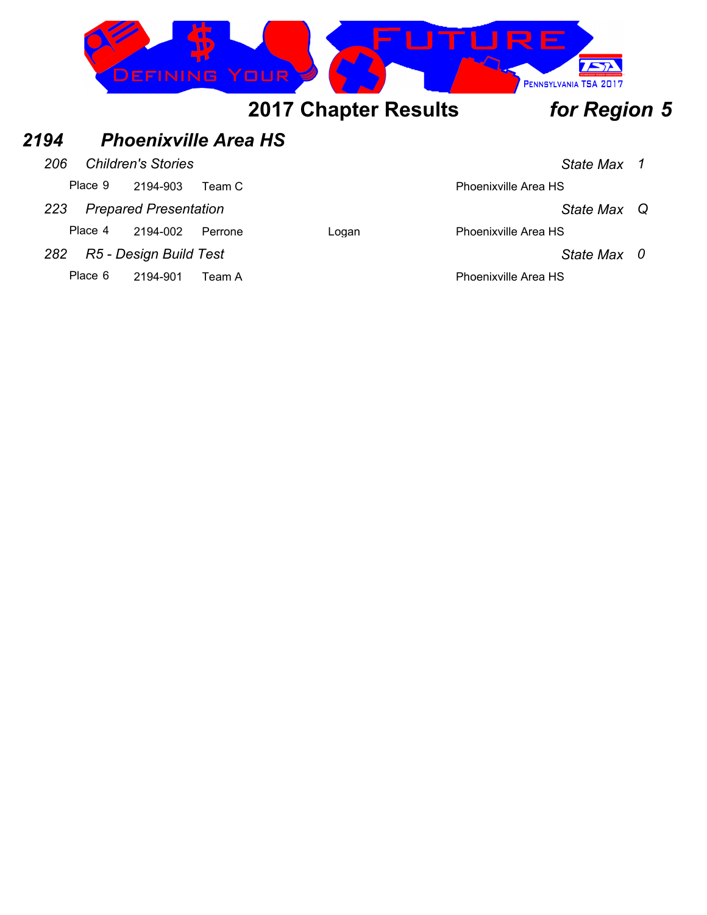## 2017 Chapter Results *for Region 5*

### *2194 Phoenixville Area HS*

*206 Children's Stories* — *State Max 1*

| | | | | |
|---|---|---|---|---|
| Place 9 | 2194-903 | Team C | | Phoenixville Area HS |

*223 Prepared Presentation* — *State Max Q*

| | | | | |
|---|---|---|---|---|
| Place 4 | 2194-002 | Perrone | Logan | Phoenixville Area HS |

*282 R5 - Design Build Test* — *State Max 0*

| | | | | |
|---|---|---|---|---|
| Place 6 | 2194-901 | Team A | | Phoenixville Area HS |